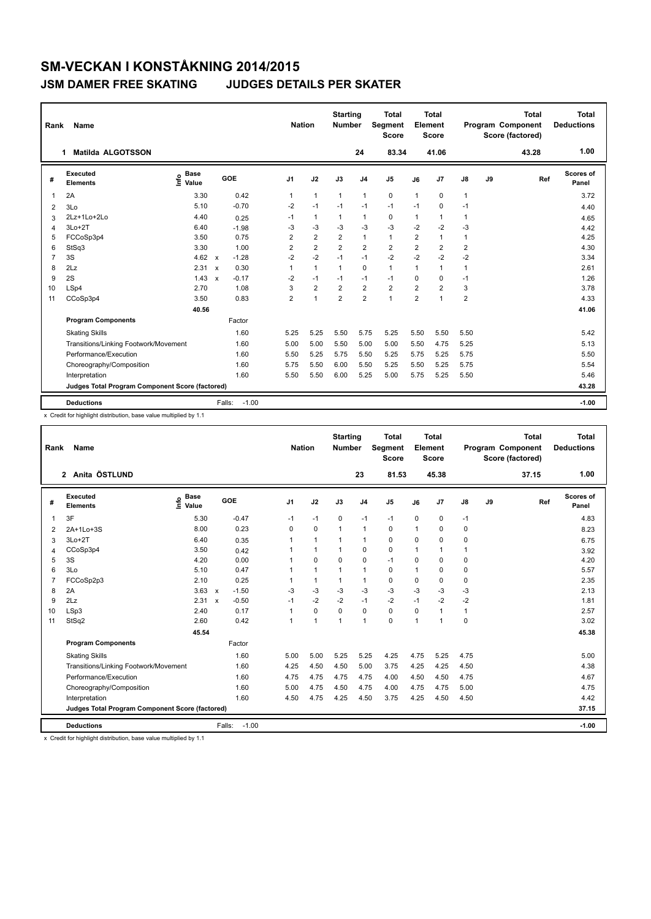# SM-VECKAN I KONSTÅKNING 2014/2015

## JSM DAMER FREE SKATING JUDGES DETAILS PER SKATER

| Rank | Name | Nation | Starting Number | Total Segment Score | Total Element Score | Total Program Component Score (factored) | Total Deductions |
|---|---|---|---|---|---|---|---|
| 1 | Matilda ALGOTSSON | | 24 | 83.34 | 41.06 | 43.28 | 1.00 |

| # | Executed Elements | Info | Base Value | | GOE | J1 | J2 | J3 | J4 | J5 | J6 | J7 | J8 | J9 | Ref | Scores of Panel |
|---|---|---|---|---|---|---|---|---|---|---|---|---|---|---|---|---|
| 1 | 2A | | 3.30 | | 0.42 | 1 | 1 | 1 | 1 | 0 | 1 | 0 | 1 | | | 3.72 |
| 2 | 3Lo | | 5.10 | | -0.70 | -2 | -1 | -1 | -1 | -1 | -1 | 0 | -1 | | | 4.40 |
| 3 | 2Lz+1Lo+2Lo | | 4.40 | | 0.25 | -1 | 1 | 1 | 1 | 0 | 1 | 1 | 1 | | | 4.65 |
| 4 | 3Lo+2T | | 6.40 | | -1.98 | -3 | -3 | -3 | -3 | -3 | -2 | -2 | -3 | | | 4.42 |
| 5 | FCCoSp3p4 | | 3.50 | | 0.75 | 2 | 2 | 2 | 1 | 1 | 2 | 1 | 1 | | | 4.25 |
| 6 | StSq3 | | 3.30 | | 1.00 | 2 | 2 | 2 | 2 | 2 | 2 | 2 | 2 | | | 4.30 |
| 7 | 3S | | 4.62 | x | -1.28 | -2 | -2 | -1 | -1 | -2 | -2 | -2 | -2 | | | 3.34 |
| 8 | 2Lz | | 2.31 | x | 0.30 | 1 | 1 | 1 | 0 | 1 | 1 | 1 | 1 | | | 2.61 |
| 9 | 2S | | 1.43 | x | -0.17 | -2 | -1 | -1 | -1 | -1 | 0 | 0 | -1 | | | 1.26 |
| 10 | LSp4 | | 2.70 | | 1.08 | 3 | 2 | 2 | 2 | 2 | 2 | 2 | 3 | | | 3.78 |
| 11 | CCoSp3p4 | | 3.50 | | 0.83 | 2 | 1 | 2 | 2 | 1 | 2 | 1 | 2 | | | 4.33 |
| | | | 40.56 | | | | | | | | | | | | | 41.06 |
| | **Program Components** | | | | Factor | | | | | | | | | | | |
| | Skating Skills | | | | 1.60 | 5.25 | 5.25 | 5.50 | 5.75 | 5.25 | 5.50 | 5.50 | 5.50 | | | 5.42 |
| | Transitions/Linking Footwork/Movement | | | | 1.60 | 5.00 | 5.00 | 5.50 | 5.00 | 5.00 | 5.50 | 4.75 | 5.25 | | | 5.13 |
| | Performance/Execution | | | | 1.60 | 5.50 | 5.25 | 5.75 | 5.50 | 5.25 | 5.75 | 5.25 | 5.75 | | | 5.50 |
| | Choreography/Composition | | | | 1.60 | 5.75 | 5.50 | 6.00 | 5.50 | 5.25 | 5.50 | 5.25 | 5.75 | | | 5.54 |
| | Interpretation | | | | 1.60 | 5.50 | 5.50 | 6.00 | 5.25 | 5.00 | 5.75 | 5.25 | 5.50 | | | 5.46 |
| | **Judges Total Program Component Score (factored)** | | | | | | | | | | | | | | | 43.28 |
| | **Deductions** | | | | Falls: -1.00 | | | | | | | | | | | -1.00 |

x Credit for highlight distribution, base value multiplied by 1.1

| Rank | Name | Nation | Starting Number | Total Segment Score | Total Element Score | Total Program Component Score (factored) | Total Deductions |
|---|---|---|---|---|---|---|---|
| 2 | Anita ÖSTLUND | | 23 | 81.53 | 45.38 | 37.15 | 1.00 |

| # | Executed Elements | Info | Base Value | | GOE | J1 | J2 | J3 | J4 | J5 | J6 | J7 | J8 | J9 | Ref | Scores of Panel |
|---|---|---|---|---|---|---|---|---|---|---|---|---|---|---|---|---|
| 1 | 3F | | 5.30 | | -0.47 | -1 | -1 | 0 | -1 | -1 | 0 | 0 | -1 | | | 4.83 |
| 2 | 2A+1Lo+3S | | 8.00 | | 0.23 | 0 | 0 | 1 | 1 | 0 | 1 | 0 | 0 | | | 8.23 |
| 3 | 3Lo+2T | | 6.40 | | 0.35 | 1 | 1 | 1 | 1 | 0 | 0 | 0 | 0 | | | 6.75 |
| 4 | CCoSp3p4 | | 3.50 | | 0.42 | 1 | 1 | 1 | 0 | 0 | 1 | 1 | 1 | | | 3.92 |
| 5 | 3S | | 4.20 | | 0.00 | 1 | 0 | 0 | 0 | -1 | 0 | 0 | 0 | | | 4.20 |
| 6 | 3Lo | | 5.10 | | 0.47 | 1 | 1 | 1 | 1 | 0 | 1 | 0 | 0 | | | 5.57 |
| 7 | FCCoSp2p3 | | 2.10 | | 0.25 | 1 | 1 | 1 | 1 | 0 | 0 | 0 | 0 | | | 2.35 |
| 8 | 2A | | 3.63 | x | -1.50 | -3 | -3 | -3 | -3 | -3 | -3 | -3 | -3 | | | 2.13 |
| 9 | 2Lz | | 2.31 | x | -0.50 | -1 | -2 | -2 | -1 | -2 | -1 | -2 | -2 | | | 1.81 |
| 10 | LSp3 | | 2.40 | | 0.17 | 1 | 0 | 0 | 0 | 0 | 0 | 1 | 1 | | | 2.57 |
| 11 | StSq2 | | 2.60 | | 0.42 | 1 | 1 | 1 | 1 | 0 | 1 | 1 | 0 | | | 3.02 |
| | | | 45.54 | | | | | | | | | | | | | 45.38 |
| | **Program Components** | | | | Factor | | | | | | | | | | | |
| | Skating Skills | | | | 1.60 | 5.00 | 5.00 | 5.25 | 5.25 | 4.25 | 4.75 | 5.25 | 4.75 | | | 5.00 |
| | Transitions/Linking Footwork/Movement | | | | 1.60 | 4.25 | 4.50 | 4.50 | 5.00 | 3.75 | 4.25 | 4.25 | 4.50 | | | 4.38 |
| | Performance/Execution | | | | 1.60 | 4.75 | 4.75 | 4.75 | 4.75 | 4.00 | 4.50 | 4.50 | 4.75 | | | 4.67 |
| | Choreography/Composition | | | | 1.60 | 5.00 | 4.75 | 4.50 | 4.75 | 4.00 | 4.75 | 4.75 | 5.00 | | | 4.75 |
| | Interpretation | | | | 1.60 | 4.50 | 4.75 | 4.25 | 4.50 | 3.75 | 4.25 | 4.50 | 4.50 | | | 4.42 |
| | **Judges Total Program Component Score (factored)** | | | | | | | | | | | | | | | 37.15 |
| | **Deductions** | | | | Falls: -1.00 | | | | | | | | | | | -1.00 |

x Credit for highlight distribution, base value multiplied by 1.1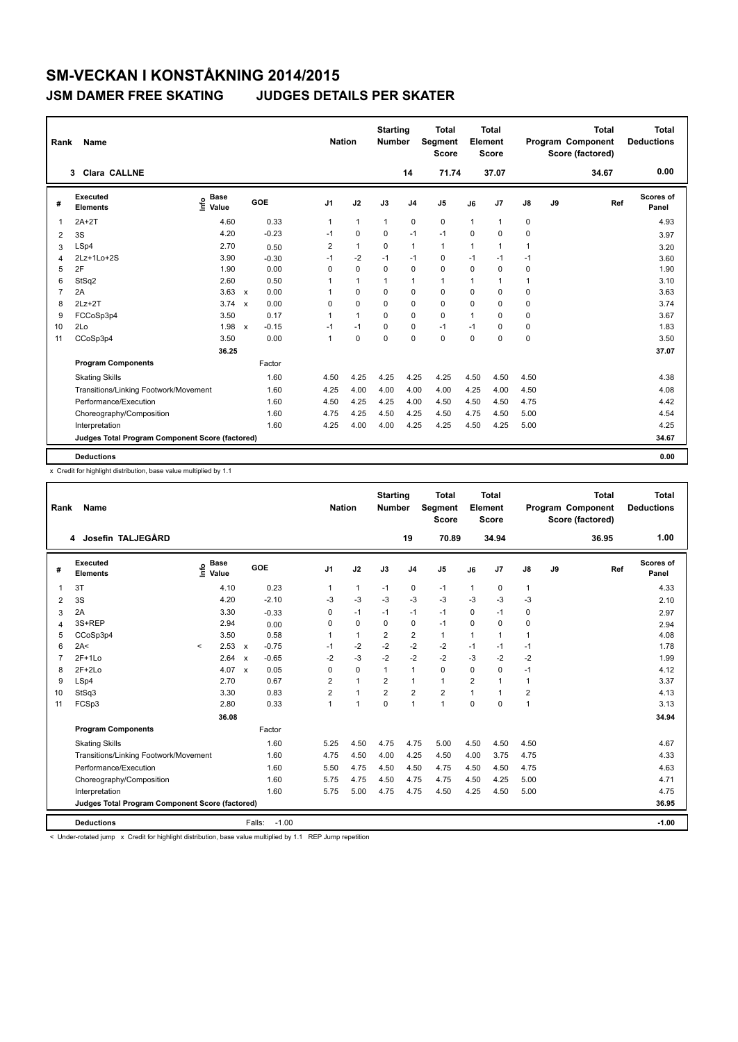# SM-VECKAN I KONSTÅKNING 2014/2015

## JSM DAMER FREE SKATING JUDGES DETAILS PER SKATER

| Rank | Name | Nation | Starting Number | Total Segment Score | Total Element Score | Total Program Component Score (factored) | Total Deductions |
|---|---|---|---|---|---|---|---|
| 3 | Clara CALLNE | | 14 | 71.74 | 37.07 | 34.67 | 0.00 |

| # | Executed Elements | Info | Base Value | | GOE | J1 | J2 | J3 | J4 | J5 | J6 | J7 | J8 | J9 | Ref | Scores of Panel |
|---|---|---|---|---|---|---|---|---|---|---|---|---|---|---|---|---|
| 1 | 2A+2T | | 4.60 | | 0.33 | 1 | 1 | 1 | 0 | 0 | 1 | 1 | 0 | | | 4.93 |
| 2 | 3S | | 4.20 | | -0.23 | -1 | 0 | 0 | -1 | -1 | 0 | 0 | 0 | | | 3.97 |
| 3 | LSp4 | | 2.70 | | 0.50 | 2 | 1 | 0 | 1 | 1 | 1 | 1 | 1 | | | 3.20 |
| 4 | 2Lz+1Lo+2S | | 3.90 | | -0.30 | -1 | -2 | -1 | -1 | 0 | -1 | -1 | -1 | | | 3.60 |
| 5 | 2F | | 1.90 | | 0.00 | 0 | 0 | 0 | 0 | 0 | 0 | 0 | 0 | | | 1.90 |
| 6 | StSq2 | | 2.60 | | 0.50 | 1 | 1 | 1 | 1 | 1 | 1 | 1 | 1 | | | 3.10 |
| 7 | 2A | | 3.63 | x | 0.00 | 1 | 0 | 0 | 0 | 0 | 0 | 0 | 0 | | | 3.63 |
| 8 | 2Lz+2T | | 3.74 | x | 0.00 | 0 | 0 | 0 | 0 | 0 | 0 | 0 | 0 | | | 3.74 |
| 9 | FCCoSp3p4 | | 3.50 | | 0.17 | 1 | 1 | 0 | 0 | 0 | 1 | 0 | 0 | | | 3.67 |
| 10 | 2Lo | | 1.98 | x | -0.15 | -1 | -1 | 0 | 0 | -1 | -1 | 0 | 0 | | | 1.83 |
| 11 | CCoSp3p4 | | 3.50 | | 0.00 | 1 | 0 | 0 | 0 | 0 | 0 | 0 | 0 | | | 3.50 |
| | | | 36.25 | | | | | | | | | | | | | 37.07 |
| | **Program Components** | | | | Factor | | | | | | | | | | | |
| | Skating Skills | | | | 1.60 | 4.50 | 4.25 | 4.25 | 4.25 | 4.25 | 4.50 | 4.50 | 4.50 | | | 4.38 |
| | Transitions/Linking Footwork/Movement | | | | 1.60 | 4.25 | 4.00 | 4.00 | 4.00 | 4.00 | 4.25 | 4.00 | 4.50 | | | 4.08 |
| | Performance/Execution | | | | 1.60 | 4.50 | 4.25 | 4.25 | 4.00 | 4.50 | 4.50 | 4.50 | 4.75 | | | 4.42 |
| | Choreography/Composition | | | | 1.60 | 4.75 | 4.25 | 4.50 | 4.25 | 4.50 | 4.75 | 4.50 | 5.00 | | | 4.54 |
| | Interpretation | | | | 1.60 | 4.25 | 4.00 | 4.00 | 4.25 | 4.25 | 4.50 | 4.25 | 5.00 | | | 4.25 |
| | Judges Total Program Component Score (factored) | | | | | | | | | | | | | | | 34.67 |
| | **Deductions** | | | | | | | | | | | | | | | 0.00 |

x Credit for highlight distribution, base value multiplied by 1.1

| Rank | Name | Nation | Starting Number | Total Segment Score | Total Element Score | Total Program Component Score (factored) | Total Deductions |
|---|---|---|---|---|---|---|---|
| 4 | Josefin TALJEGÅRD | | 19 | 70.89 | 34.94 | 36.95 | 1.00 |

| # | Executed Elements | Info | Base Value | | GOE | J1 | J2 | J3 | J4 | J5 | J6 | J7 | J8 | J9 | Ref | Scores of Panel |
|---|---|---|---|---|---|---|---|---|---|---|---|---|---|---|---|---|
| 1 | 3T | | 4.10 | | 0.23 | 1 | 1 | -1 | 0 | -1 | 1 | 0 | 1 | | | 4.33 |
| 2 | 3S | | 4.20 | | -2.10 | -3 | -3 | -3 | -3 | -3 | -3 | -3 | -3 | | | 2.10 |
| 3 | 2A | | 3.30 | | -0.33 | 0 | -1 | -1 | -1 | -1 | 0 | -1 | 0 | | | 2.97 |
| 4 | 3S+REP | | 2.94 | | 0.00 | 0 | 0 | 0 | 0 | -1 | 0 | 0 | 0 | | | 2.94 |
| 5 | CCoSp3p4 | | 3.50 | | 0.58 | 1 | 1 | 2 | 2 | 1 | 1 | 1 | 1 | | | 4.08 |
| 6 | 2A< | < | 2.53 | x | -0.75 | -1 | -2 | -2 | -2 | -2 | -1 | -1 | -1 | | | 1.78 |
| 7 | 2F+1Lo | | 2.64 | x | -0.65 | -2 | -3 | -2 | -2 | -2 | -3 | -2 | -2 | | | 1.99 |
| 8 | 2F+2Lo | | 4.07 | x | 0.05 | 0 | 0 | 1 | 1 | 0 | 0 | 0 | -1 | | | 4.12 |
| 9 | LSp4 | | 2.70 | | 0.67 | 2 | 1 | 2 | 1 | 1 | 2 | 1 | 1 | | | 3.37 |
| 10 | StSq3 | | 3.30 | | 0.83 | 2 | 1 | 2 | 2 | 2 | 1 | 1 | 2 | | | 4.13 |
| 11 | FCSp3 | | 2.80 | | 0.33 | 1 | 1 | 0 | 1 | 1 | 0 | 0 | 1 | | | 3.13 |
| | | | 36.08 | | | | | | | | | | | | | 34.94 |
| | **Program Components** | | | | Factor | | | | | | | | | | | |
| | Skating Skills | | | | 1.60 | 5.25 | 4.50 | 4.75 | 4.75 | 5.00 | 4.50 | 4.50 | 4.50 | | | 4.67 |
| | Transitions/Linking Footwork/Movement | | | | 1.60 | 4.75 | 4.50 | 4.00 | 4.25 | 4.50 | 4.00 | 3.75 | 4.75 | | | 4.33 |
| | Performance/Execution | | | | 1.60 | 5.50 | 4.75 | 4.50 | 4.50 | 4.75 | 4.50 | 4.50 | 4.75 | | | 4.63 |
| | Choreography/Composition | | | | 1.60 | 5.75 | 4.75 | 4.50 | 4.75 | 4.75 | 4.50 | 4.25 | 5.00 | | | 4.71 |
| | Interpretation | | | | 1.60 | 5.75 | 5.00 | 4.75 | 4.75 | 4.50 | 4.25 | 4.50 | 5.00 | | | 4.75 |
| | Judges Total Program Component Score (factored) | | | | | | | | | | | | | | | 36.95 |
| | **Deductions** | | | Falls: | -1.00 | | | | | | | | | | | -1.00 |

< Under-rotated jump x Credit for highlight distribution, base value multiplied by 1.1 REP Jump repetition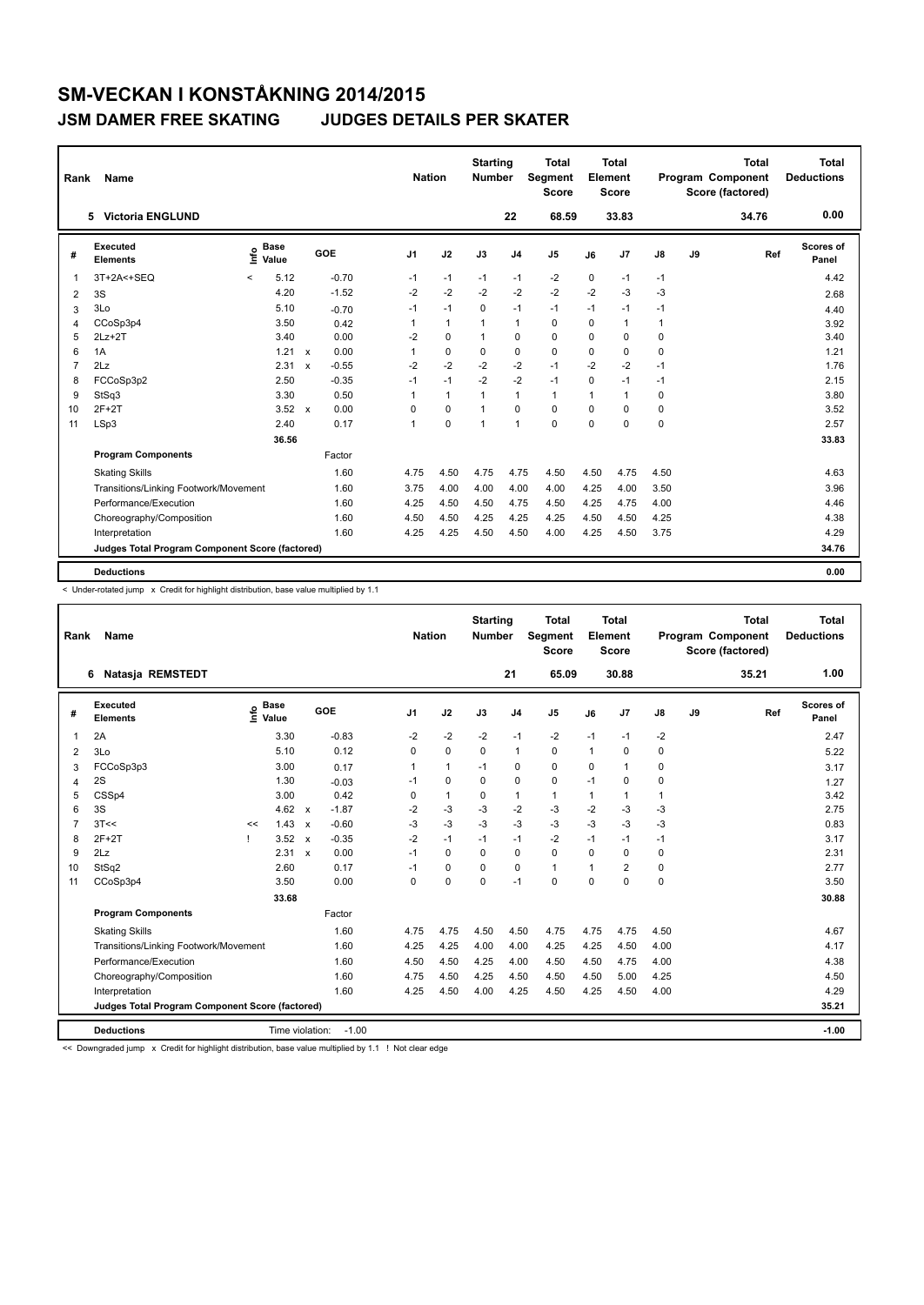# SM-VECKAN I KONSTÅKNING 2014/2015

## JSM DAMER FREE SKATING JUDGES DETAILS PER SKATER

| Rank | Name | Nation | Starting Number | Total Segment Score | Total Element Score | Total Program Component Score (factored) | Total Deductions |
|---|---|---|---|---|---|---|---|
| 5 | Victoria ENGLUND | | 22 | 68.59 | 33.83 | 34.76 | 0.00 |

| # | Executed Elements | Info | Base Value | | GOE | J1 | J2 | J3 | J4 | J5 | J6 | J7 | J8 | J9 | Ref | Scores of Panel |
|---|---|---|---|---|---|---|---|---|---|---|---|---|---|---|---|---|
| 1 | 3T+2A<+SEQ | < | 5.12 | | -0.70 | -1 | -1 | -1 | -1 | -2 | 0 | -1 | -1 | | | 4.42 |
| 2 | 3S | | 4.20 | | -1.52 | -2 | -2 | -2 | -2 | -2 | -2 | -3 | -3 | | | 2.68 |
| 3 | 3Lo | | 5.10 | | -0.70 | -1 | -1 | 0 | -1 | -1 | -1 | -1 | -1 | | | 4.40 |
| 4 | CCoSp3p4 | | 3.50 | | 0.42 | 1 | 1 | 1 | 1 | 0 | 0 | 1 | 1 | | | 3.92 |
| 5 | 2Lz+2T | | 3.40 | | 0.00 | -2 | 0 | 1 | 0 | 0 | 0 | 0 | 0 | | | 3.40 |
| 6 | 1A | | 1.21 | x | 0.00 | 1 | 0 | 0 | 0 | 0 | 0 | 0 | 0 | | | 1.21 |
| 7 | 2Lz | | 2.31 | x | -0.55 | -2 | -2 | -2 | -2 | -1 | -2 | -2 | -1 | | | 1.76 |
| 8 | FCCoSp3p2 | | 2.50 | | -0.35 | -1 | -1 | -2 | -2 | -1 | 0 | -1 | -1 | | | 2.15 |
| 9 | StSq3 | | 3.30 | | 0.50 | 1 | 1 | 1 | 1 | 1 | 1 | 1 | 0 | | | 3.80 |
| 10 | 2F+2T | | 3.52 | x | 0.00 | 0 | 0 | 1 | 0 | 0 | 0 | 0 | 0 | | | 3.52 |
| 11 | LSp3 | | 2.40 | | 0.17 | 1 | 0 | 1 | 1 | 0 | 0 | 0 | 0 | | | 2.57 |
| | | | 36.56 | | | | | | | | | | | | | 33.83 |
| | **Program Components** | | | | Factor | | | | | | | | | | | |
| | Skating Skills | | | | 1.60 | 4.75 | 4.50 | 4.75 | 4.75 | 4.50 | 4.50 | 4.75 | 4.50 | | | 4.63 |
| | Transitions/Linking Footwork/Movement | | | | 1.60 | 3.75 | 4.00 | 4.00 | 4.00 | 4.00 | 4.25 | 4.00 | 3.50 | | | 3.96 |
| | Performance/Execution | | | | 1.60 | 4.25 | 4.50 | 4.50 | 4.75 | 4.50 | 4.25 | 4.75 | 4.00 | | | 4.46 |
| | Choreography/Composition | | | | 1.60 | 4.50 | 4.50 | 4.25 | 4.25 | 4.25 | 4.50 | 4.50 | 4.25 | | | 4.38 |
| | Interpretation | | | | 1.60 | 4.25 | 4.25 | 4.50 | 4.50 | 4.00 | 4.25 | 4.50 | 3.75 | | | 4.29 |
| | **Judges Total Program Component Score (factored)** | | | | | | | | | | | | | | | 34.76 |
| | **Deductions** | | | | | | | | | | | | | | | 0.00 |

< Under-rotated jump x Credit for highlight distribution, base value multiplied by 1.1

| Rank | Name | Nation | Starting Number | Total Segment Score | Total Element Score | Total Program Component Score (factored) | Total Deductions |
|---|---|---|---|---|---|---|---|
| 6 | Natasja REMSTEDT | | 21 | 65.09 | 30.88 | 35.21 | 1.00 |

| # | Executed Elements | Info | Base Value | | GOE | J1 | J2 | J3 | J4 | J5 | J6 | J7 | J8 | J9 | Ref | Scores of Panel |
|---|---|---|---|---|---|---|---|---|---|---|---|---|---|---|---|---|
| 1 | 2A | | 3.30 | | -0.83 | -2 | -2 | -2 | -1 | -2 | -1 | -1 | -2 | | | 2.47 |
| 2 | 3Lo | | 5.10 | | 0.12 | 0 | 0 | 0 | 1 | 0 | 1 | 0 | 0 | | | 5.22 |
| 3 | FCCoSp3p3 | | 3.00 | | 0.17 | 1 | 1 | -1 | 0 | 0 | 0 | 1 | 0 | | | 3.17 |
| 4 | 2S | | 1.30 | | -0.03 | -1 | 0 | 0 | 0 | 0 | -1 | 0 | 0 | | | 1.27 |
| 5 | CSSp4 | | 3.00 | | 0.42 | 0 | 1 | 0 | 1 | 1 | 1 | 1 | 1 | | | 3.42 |
| 6 | 3S | | 4.62 | x | -1.87 | -2 | -3 | -3 | -2 | -3 | -2 | -3 | -3 | | | 2.75 |
| 7 | 3T<< | << | 1.43 | x | -0.60 | -3 | -3 | -3 | -3 | -3 | -3 | -3 | -3 | | | 0.83 |
| 8 | 2F+2T | ! | 3.52 | x | -0.35 | -2 | -1 | -1 | -1 | -2 | -1 | -1 | -1 | | | 3.17 |
| 9 | 2Lz | | 2.31 | x | 0.00 | -1 | 0 | 0 | 0 | 0 | 0 | 0 | 0 | | | 2.31 |
| 10 | StSq2 | | 2.60 | | 0.17 | -1 | 0 | 0 | 0 | 1 | 1 | 2 | 0 | | | 2.77 |
| 11 | CCoSp3p4 | | 3.50 | | 0.00 | 0 | 0 | 0 | -1 | 0 | 0 | 0 | 0 | | | 3.50 |
| | | | 33.68 | | | | | | | | | | | | | 30.88 |
| | **Program Components** | | | | Factor | | | | | | | | | | | |
| | Skating Skills | | | | 1.60 | 4.75 | 4.75 | 4.50 | 4.50 | 4.75 | 4.75 | 4.75 | 4.50 | | | 4.67 |
| | Transitions/Linking Footwork/Movement | | | | 1.60 | 4.25 | 4.25 | 4.00 | 4.00 | 4.25 | 4.25 | 4.50 | 4.00 | | | 4.17 |
| | Performance/Execution | | | | 1.60 | 4.50 | 4.50 | 4.25 | 4.00 | 4.50 | 4.50 | 4.75 | 4.00 | | | 4.38 |
| | Choreography/Composition | | | | 1.60 | 4.75 | 4.50 | 4.25 | 4.50 | 4.50 | 4.50 | 5.00 | 4.25 | | | 4.50 |
| | Interpretation | | | | 1.60 | 4.25 | 4.50 | 4.00 | 4.25 | 4.50 | 4.25 | 4.50 | 4.00 | | | 4.29 |
| | **Judges Total Program Component Score (factored)** | | | | | | | | | | | | | | | 35.21 |
| | **Deductions** | Time violation: | -1.00 | | | | | | | | | | | | | -1.00 |

<< Downgraded jump x Credit for highlight distribution, base value multiplied by 1.1 ! Not clear edge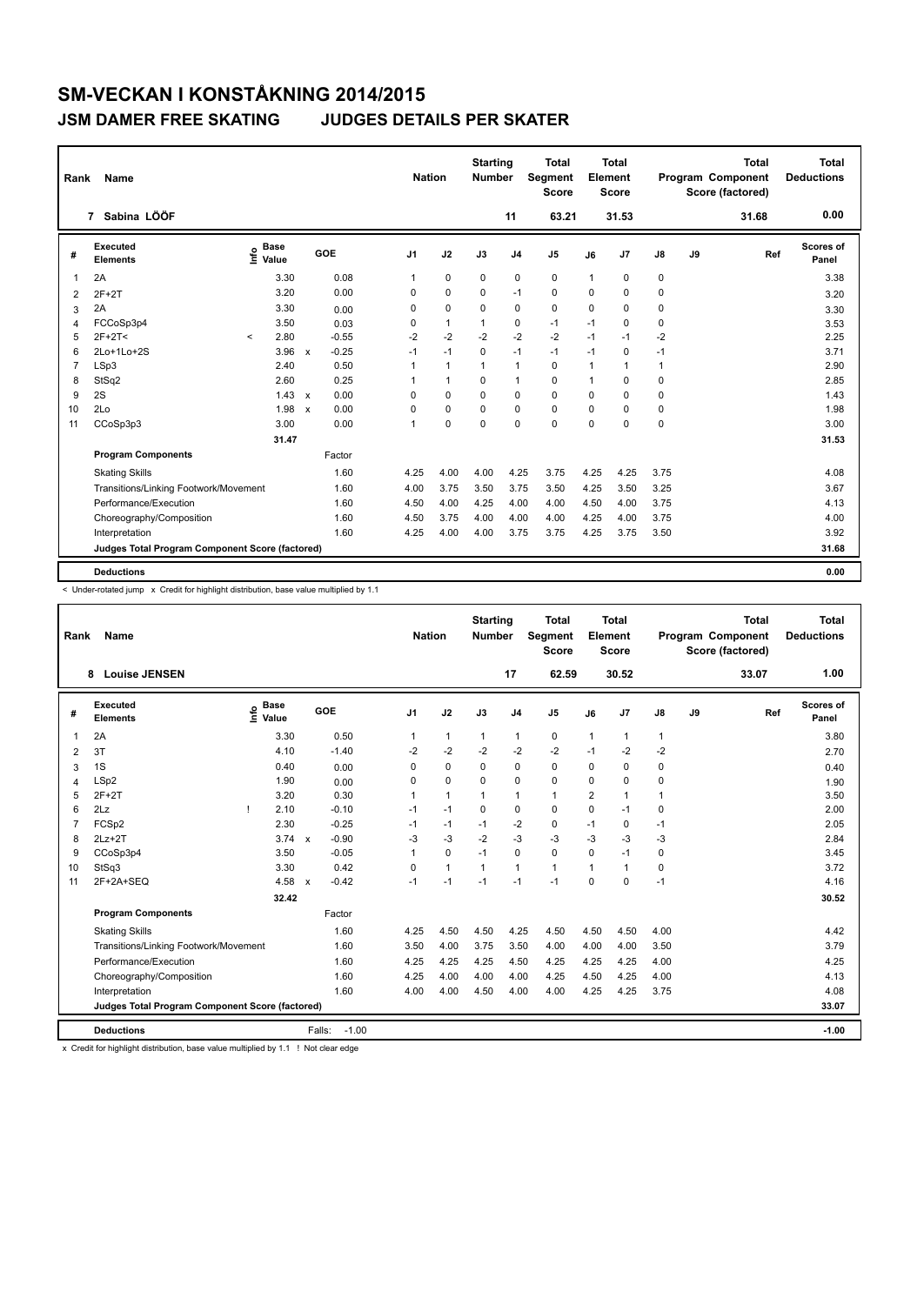# SM-VECKAN I KONSTÅKNING 2014/2015

## JSM DAMER FREE SKATING JUDGES DETAILS PER SKATER

| Rank | Name | Nation | Starting Number | Total Segment Score | Total Element Score | Total Program Component Score (factored) | Total Deductions |
|---|---|---|---|---|---|---|---|
| 7 | Sabina LÖÖF | | 11 | 63.21 | 31.53 | 31.68 | 0.00 |

| # | Executed Elements | Info | Base Value | | GOE | J1 | J2 | J3 | J4 | J5 | J6 | J7 | J8 | J9 | Ref | Scores of Panel |
|---|---|---|---|---|---|---|---|---|---|---|---|---|---|---|---|---|
| 1 | 2A | | 3.30 | | 0.08 | 1 | 0 | 0 | 0 | 0 | 1 | 0 | 0 | | | 3.38 |
| 2 | 2F+2T | | 3.20 | | 0.00 | 0 | 0 | 0 | -1 | 0 | 0 | 0 | 0 | | | 3.20 |
| 3 | 2A | | 3.30 | | 0.00 | 0 | 0 | 0 | 0 | 0 | 0 | 0 | 0 | | | 3.30 |
| 4 | FCCoSp3p4 | | 3.50 | | 0.03 | 0 | 1 | 1 | 0 | -1 | -1 | 0 | 0 | | | 3.53 |
| 5 | 2F+2T< | < | 2.80 | | -0.55 | -2 | -2 | -2 | -2 | -2 | -1 | -1 | -2 | | | 2.25 |
| 6 | 2Lo+1Lo+2S | | 3.96 | x | -0.25 | -1 | -1 | 0 | -1 | -1 | -1 | 0 | -1 | | | 3.71 |
| 7 | LSp3 | | 2.40 | | 0.50 | 1 | 1 | 1 | 1 | 0 | 1 | 1 | 1 | | | 2.90 |
| 8 | StSq2 | | 2.60 | | 0.25 | 1 | 1 | 0 | 1 | 0 | 1 | 0 | 0 | | | 2.85 |
| 9 | 2S | | 1.43 | x | 0.00 | 0 | 0 | 0 | 0 | 0 | 0 | 0 | 0 | | | 1.43 |
| 10 | 2Lo | | 1.98 | x | 0.00 | 0 | 0 | 0 | 0 | 0 | 0 | 0 | 0 | | | 1.98 |
| 11 | CCoSp3p3 | | 3.00 | | 0.00 | 1 | 0 | 0 | 0 | 0 | 0 | 0 | 0 | | | 3.00 |
| | | | 31.47 | | | | | | | | | | | | | 31.53 |
| | **Program Components** | | | | Factor | | | | | | | | | | | |
| | Skating Skills | | | | 1.60 | 4.25 | 4.00 | 4.00 | 4.25 | 3.75 | 4.25 | 4.25 | 3.75 | | | 4.08 |
| | Transitions/Linking Footwork/Movement | | | | 1.60 | 4.00 | 3.75 | 3.50 | 3.75 | 3.50 | 4.25 | 3.50 | 3.25 | | | 3.67 |
| | Performance/Execution | | | | 1.60 | 4.50 | 4.00 | 4.25 | 4.00 | 4.00 | 4.50 | 4.00 | 3.75 | | | 4.13 |
| | Choreography/Composition | | | | 1.60 | 4.50 | 3.75 | 4.00 | 4.00 | 4.00 | 4.25 | 4.00 | 3.75 | | | 4.00 |
| | Interpretation | | | | 1.60 | 4.25 | 4.00 | 4.00 | 3.75 | 3.75 | 4.25 | 3.75 | 3.50 | | | 3.92 |
| | **Judges Total Program Component Score (factored)** | | | | | | | | | | | | | | | 31.68 |
| | **Deductions** | | | | | | | | | | | | | | | 0.00 |

< Under-rotated jump x Credit for highlight distribution, base value multiplied by 1.1

| Rank | Name | Nation | Starting Number | Total Segment Score | Total Element Score | Total Program Component Score (factored) | Total Deductions |
|---|---|---|---|---|---|---|---|
| 8 | Louise JENSEN | | 17 | 62.59 | 30.52 | 33.07 | 1.00 |

| # | Executed Elements | Info | Base Value | | GOE | J1 | J2 | J3 | J4 | J5 | J6 | J7 | J8 | J9 | Ref | Scores of Panel |
|---|---|---|---|---|---|---|---|---|---|---|---|---|---|---|---|---|
| 1 | 2A | | 3.30 | | 0.50 | 1 | 1 | 1 | 1 | 0 | 1 | 1 | 1 | | | 3.80 |
| 2 | 3T | | 4.10 | | -1.40 | -2 | -2 | -2 | -2 | -2 | -1 | -2 | -2 | | | 2.70 |
| 3 | 1S | | 0.40 | | 0.00 | 0 | 0 | 0 | 0 | 0 | 0 | 0 | 0 | | | 0.40 |
| 4 | LSp2 | | 1.90 | | 0.00 | 0 | 0 | 0 | 0 | 0 | 0 | 0 | 0 | | | 1.90 |
| 5 | 2F+2T | | 3.20 | | 0.30 | 1 | 1 | 1 | 1 | 1 | 2 | 1 | 1 | | | 3.50 |
| 6 | 2Lz | ! | 2.10 | | -0.10 | -1 | -1 | 0 | 0 | 0 | 0 | -1 | 0 | | | 2.00 |
| 7 | FCSp2 | | 2.30 | | -0.25 | -1 | -1 | -1 | -2 | 0 | -1 | 0 | -1 | | | 2.05 |
| 8 | 2Lz+2T | | 3.74 | x | -0.90 | -3 | -3 | -2 | -3 | -3 | -3 | -3 | -3 | | | 2.84 |
| 9 | CCoSp3p4 | | 3.50 | | -0.05 | 1 | 0 | -1 | 0 | 0 | 0 | -1 | 0 | | | 3.45 |
| 10 | StSq3 | | 3.30 | | 0.42 | 0 | 1 | 1 | 1 | 1 | 1 | 1 | 0 | | | 3.72 |
| 11 | 2F+2A+SEQ | | 4.58 | x | -0.42 | -1 | -1 | -1 | -1 | -1 | 0 | 0 | -1 | | | 4.16 |
| | | | 32.42 | | | | | | | | | | | | | 30.52 |
| | **Program Components** | | | | Factor | | | | | | | | | | | |
| | Skating Skills | | | | 1.60 | 4.25 | 4.50 | 4.50 | 4.25 | 4.50 | 4.50 | 4.50 | 4.00 | | | 4.42 |
| | Transitions/Linking Footwork/Movement | | | | 1.60 | 3.50 | 4.00 | 3.75 | 3.50 | 4.00 | 4.00 | 4.00 | 3.50 | | | 3.79 |
| | Performance/Execution | | | | 1.60 | 4.25 | 4.25 | 4.25 | 4.50 | 4.25 | 4.25 | 4.25 | 4.00 | | | 4.25 |
| | Choreography/Composition | | | | 1.60 | 4.25 | 4.00 | 4.00 | 4.00 | 4.25 | 4.50 | 4.25 | 4.00 | | | 4.13 |
| | Interpretation | | | | 1.60 | 4.00 | 4.00 | 4.50 | 4.00 | 4.00 | 4.25 | 4.25 | 3.75 | | | 4.08 |
| | **Judges Total Program Component Score (factored)** | | | | | | | | | | | | | | | 33.07 |
| | **Deductions** | | | | Falls: -1.00 | | | | | | | | | | | -1.00 |

x Credit for highlight distribution, base value multiplied by 1.1 ! Not clear edge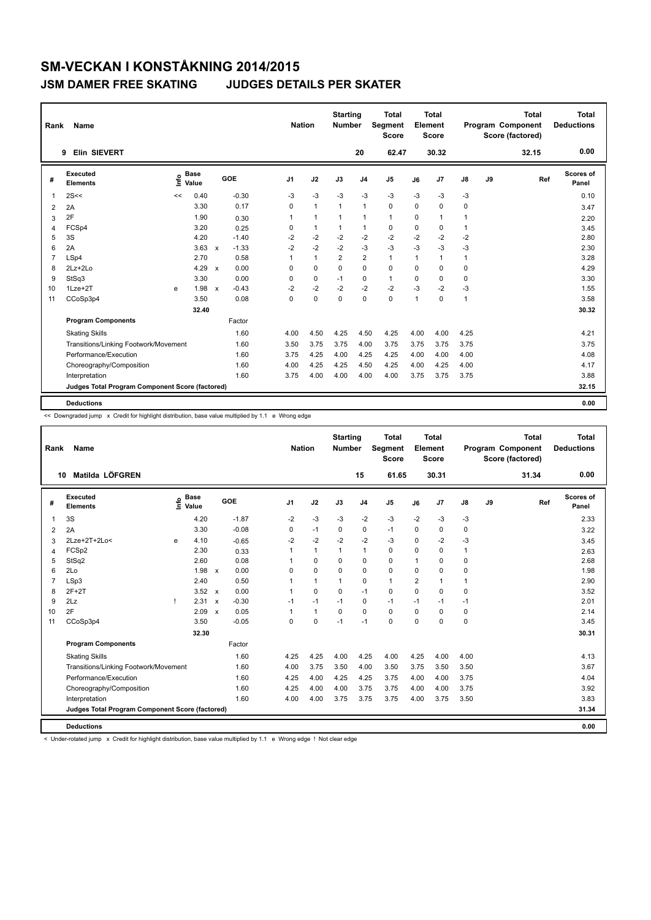# SM-VECKAN I KONSTÅKNING 2014/2015

## JSM DAMER FREE SKATING JUDGES DETAILS PER SKATER

| Rank | Name | Nation | Starting Number | Total Segment Score | Total Element Score | Total Program Component Score (factored) | Total Deductions |
|---|---|---|---|---|---|---|---|
| 9 | Elin SIEVERT | | 20 | 62.47 | 30.32 | 32.15 | 0.00 |

| # | Executed Elements | Info | Base Value | | GOE | J1 | J2 | J3 | J4 | J5 | J6 | J7 | J8 | J9 | Ref | Scores of Panel |
|---|---|---|---|---|---|---|---|---|---|---|---|---|---|---|---|---|
| 1 | 2S<< | << | 0.40 | | -0.30 | -3 | -3 | -3 | -3 | -3 | -3 | -3 | -3 | | | 0.10 |
| 2 | 2A | | 3.30 | | 0.17 | 0 | 1 | 1 | 1 | 0 | 0 | 0 | 0 | | | 3.47 |
| 3 | 2F | | 1.90 | | 0.30 | 1 | 1 | 1 | 1 | 1 | 0 | 1 | 1 | | | 2.20 |
| 4 | FCSp4 | | 3.20 | | 0.25 | 0 | 1 | 1 | 1 | 0 | 0 | 0 | 1 | | | 3.45 |
| 5 | 3S | | 4.20 | | -1.40 | -2 | -2 | -2 | -2 | -2 | -2 | -2 | -2 | | | 2.80 |
| 6 | 2A | | 3.63 | x | -1.33 | -2 | -2 | -2 | -3 | -3 | -3 | -3 | -3 | | | 2.30 |
| 7 | LSp4 | | 2.70 | | 0.58 | 1 | 1 | 2 | 2 | 1 | 1 | 1 | 1 | | | 3.28 |
| 8 | 2Lz+2Lo | | 4.29 | x | 0.00 | 0 | 0 | 0 | 0 | 0 | 0 | 0 | 0 | | | 4.29 |
| 9 | StSq3 | | 3.30 | | 0.00 | 0 | 0 | -1 | 0 | 1 | 0 | 0 | 0 | | | 3.30 |
| 10 | 1Lze+2T | e | 1.98 | x | -0.43 | -2 | -2 | -2 | -2 | -2 | -3 | -2 | -3 | | | 1.55 |
| 11 | CCoSp3p4 | | 3.50 | | 0.08 | 0 | 0 | 0 | 0 | 0 | 1 | 0 | 1 | | | 3.58 |
| | | | 32.40 | | | | | | | | | | | | | 30.32 |
| | **Program Components** | | | | Factor | | | | | | | | | | | |
| | Skating Skills | | | | 1.60 | 4.00 | 4.50 | 4.25 | 4.50 | 4.25 | 4.00 | 4.00 | 4.25 | | | 4.21 |
| | Transitions/Linking Footwork/Movement | | | | 1.60 | 3.50 | 3.75 | 3.75 | 4.00 | 3.75 | 3.75 | 3.75 | 3.75 | | | 3.75 |
| | Performance/Execution | | | | 1.60 | 3.75 | 4.25 | 4.00 | 4.25 | 4.25 | 4.00 | 4.00 | 4.00 | | | 4.08 |
| | Choreography/Composition | | | | 1.60 | 4.00 | 4.25 | 4.25 | 4.50 | 4.25 | 4.00 | 4.25 | 4.00 | | | 4.17 |
| | Interpretation | | | | 1.60 | 3.75 | 4.00 | 4.00 | 4.00 | 4.00 | 3.75 | 3.75 | 3.75 | | | 3.88 |
| | **Judges Total Program Component Score (factored)** | | | | | | | | | | | | | | | 32.15 |
| | **Deductions** | | | | | | | | | | | | | | | 0.00 |

<< Downgraded jump x Credit for highlight distribution, base value multiplied by 1.1 e Wrong edge

| Rank | Name | Nation | Starting Number | Total Segment Score | Total Element Score | Total Program Component Score (factored) | Total Deductions |
|---|---|---|---|---|---|---|---|
| 10 | Matilda LÖFGREN | | 15 | 61.65 | 30.31 | 31.34 | 0.00 |

| # | Executed Elements | Info | Base Value | | GOE | J1 | J2 | J3 | J4 | J5 | J6 | J7 | J8 | J9 | Ref | Scores of Panel |
|---|---|---|---|---|---|---|---|---|---|---|---|---|---|---|---|---|
| 1 | 3S | | 4.20 | | -1.87 | -2 | -3 | -3 | -2 | -3 | -2 | -3 | -3 | | | 2.33 |
| 2 | 2A | | 3.30 | | -0.08 | 0 | -1 | 0 | 0 | -1 | 0 | 0 | 0 | | | 3.22 |
| 3 | 2Lze+2T+2Lo< | e | 4.10 | | -0.65 | -2 | -2 | -2 | -2 | -3 | 0 | -2 | -3 | | | 3.45 |
| 4 | FCSp2 | | 2.30 | | 0.33 | 1 | 1 | 1 | 1 | 0 | 0 | 0 | 1 | | | 2.63 |
| 5 | StSq2 | | 2.60 | | 0.08 | 1 | 0 | 0 | 0 | 0 | 1 | 0 | 0 | | | 2.68 |
| 6 | 2Lo | | 1.98 | x | 0.00 | 0 | 0 | 0 | 0 | 0 | 0 | 0 | 0 | | | 1.98 |
| 7 | LSp3 | | 2.40 | | 0.50 | 1 | 1 | 1 | 0 | 1 | 2 | 1 | 1 | | | 2.90 |
| 8 | 2F+2T | | 3.52 | x | 0.00 | 1 | 0 | 0 | -1 | 0 | 0 | 0 | 0 | | | 3.52 |
| 9 | 2Lz | ! | 2.31 | x | -0.30 | -1 | -1 | -1 | 0 | -1 | -1 | -1 | -1 | | | 2.01 |
| 10 | 2F | | 2.09 | x | 0.05 | 1 | 1 | 0 | 0 | 0 | 0 | 0 | 0 | | | 2.14 |
| 11 | CCoSp3p4 | | 3.50 | | -0.05 | 0 | 0 | -1 | -1 | 0 | 0 | 0 | 0 | | | 3.45 |
| | | | 32.30 | | | | | | | | | | | | | 30.31 |
| | **Program Components** | | | | Factor | | | | | | | | | | | |
| | Skating Skills | | | | 1.60 | 4.25 | 4.25 | 4.00 | 4.25 | 4.00 | 4.25 | 4.00 | 4.00 | | | 4.13 |
| | Transitions/Linking Footwork/Movement | | | | 1.60 | 4.00 | 3.75 | 3.50 | 4.00 | 3.50 | 3.75 | 3.50 | 3.50 | | | 3.67 |
| | Performance/Execution | | | | 1.60 | 4.25 | 4.00 | 4.25 | 4.25 | 3.75 | 4.00 | 4.00 | 3.75 | | | 4.04 |
| | Choreography/Composition | | | | 1.60 | 4.25 | 4.00 | 4.00 | 3.75 | 3.75 | 4.00 | 4.00 | 3.75 | | | 3.92 |
| | Interpretation | | | | 1.60 | 4.00 | 4.00 | 3.75 | 3.75 | 3.75 | 4.00 | 3.75 | 3.50 | | | 3.83 |
| | **Judges Total Program Component Score (factored)** | | | | | | | | | | | | | | | 31.34 |
| | **Deductions** | | | | | | | | | | | | | | | 0.00 |

< Under-rotated jump x Credit for highlight distribution, base value multiplied by 1.1 e Wrong edge ! Not clear edge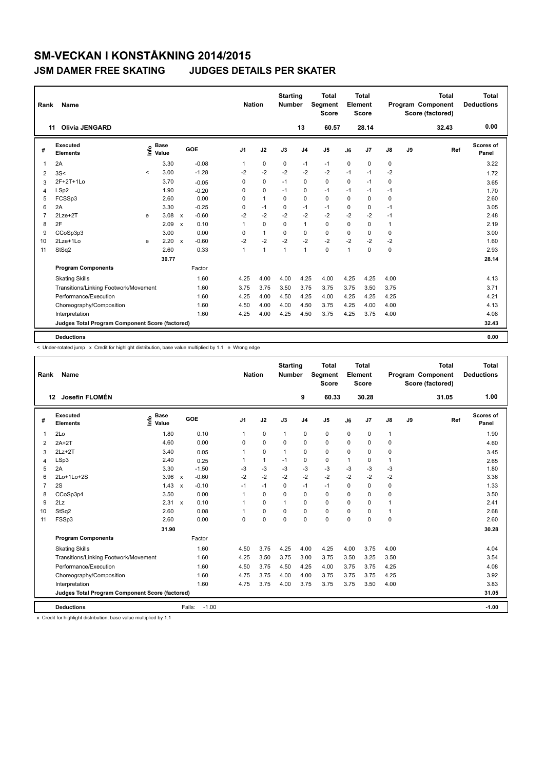# SM-VECKAN I KONSTÅKNING 2014/2015

## JSM DAMER FREE SKATING — JUDGES DETAILS PER SKATER

| Rank | Name | Nation | Starting Number | Total Segment Score | Total Element Score | Total Program Component Score (factored) | Total Deductions |
|---|---|---|---|---|---|---|---|
| 11 | Olivia JENGARD | | 13 | 60.57 | 28.14 | 32.43 | 0.00 |

| # | Executed Elements | Info | Base Value | | GOE | J1 | J2 | J3 | J4 | J5 | J6 | J7 | J8 | J9 | Ref | Scores of Panel |
|---|---|---|---|---|---|---|---|---|---|---|---|---|---|---|---|---|
| 1 | 2A | | 3.30 | | -0.08 | 1 | 0 | 0 | -1 | -1 | 0 | 0 | 0 | | | 3.22 |
| 2 | 3S< | < | 3.00 | | -1.28 | -2 | -2 | -2 | -2 | -2 | -1 | -1 | -2 | | | 1.72 |
| 3 | 2F+2T+1Lo | | 3.70 | | -0.05 | 0 | 0 | -1 | 0 | 0 | 0 | -1 | 0 | | | 3.65 |
| 4 | LSp2 | | 1.90 | | -0.20 | 0 | 0 | -1 | 0 | -1 | -1 | -1 | -1 | | | 1.70 |
| 5 | FCSSp3 | | 2.60 | | 0.00 | 0 | 1 | 0 | 0 | 0 | 0 | 0 | 0 | | | 2.60 |
| 6 | 2A | | 3.30 | | -0.25 | 0 | -1 | 0 | -1 | -1 | 0 | 0 | -1 | | | 3.05 |
| 7 | 2Lze+2T | e | 3.08 | x | -0.60 | -2 | -2 | -2 | -2 | -2 | -2 | -2 | -1 | | | 2.48 |
| 8 | 2F | | 2.09 | x | 0.10 | 1 | 0 | 0 | 1 | 0 | 0 | 0 | 1 | | | 2.19 |
| 9 | CCoSp3p3 | | 3.00 | | 0.00 | 0 | 1 | 0 | 0 | 0 | 0 | 0 | 0 | | | 3.00 |
| 10 | 2Lze+1Lo | e | 2.20 | x | -0.60 | -2 | -2 | -2 | -2 | -2 | -2 | -2 | -2 | | | 1.60 |
| 11 | StSq2 | | 2.60 | | 0.33 | 1 | 1 | 1 | 1 | 0 | 1 | 0 | 0 | | | 2.93 |
| | | | 30.77 | | | | | | | | | | | | | 28.14 |
| | **Program Components** | | | | Factor | | | | | | | | | | | |
| | Skating Skills | | | | 1.60 | 4.25 | 4.00 | 4.00 | 4.25 | 4.00 | 4.25 | 4.25 | 4.00 | | | 4.13 |
| | Transitions/Linking Footwork/Movement | | | | 1.60 | 3.75 | 3.75 | 3.50 | 3.75 | 3.75 | 3.75 | 3.50 | 3.75 | | | 3.71 |
| | Performance/Execution | | | | 1.60 | 4.25 | 4.00 | 4.50 | 4.25 | 4.00 | 4.25 | 4.25 | 4.25 | | | 4.21 |
| | Choreography/Composition | | | | 1.60 | 4.50 | 4.00 | 4.00 | 4.50 | 3.75 | 4.25 | 4.00 | 4.00 | | | 4.13 |
| | Interpretation | | | | 1.60 | 4.25 | 4.00 | 4.25 | 4.50 | 3.75 | 4.25 | 3.75 | 4.00 | | | 4.08 |
| | **Judges Total Program Component Score (factored)** | | | | | | | | | | | | | | | 32.43 |
| | **Deductions** | | | | | | | | | | | | | | | 0.00 |

< Under-rotated jump x Credit for highlight distribution, base value multiplied by 1.1 e Wrong edge

| Rank | Name | Nation | Starting Number | Total Segment Score | Total Element Score | Total Program Component Score (factored) | Total Deductions |
|---|---|---|---|---|---|---|---|
| 12 | Josefin FLOMÉN | | 9 | 60.33 | 30.28 | 31.05 | 1.00 |

| # | Executed Elements | Info | Base Value | | GOE | J1 | J2 | J3 | J4 | J5 | J6 | J7 | J8 | J9 | Ref | Scores of Panel |
|---|---|---|---|---|---|---|---|---|---|---|---|---|---|---|---|---|
| 1 | 2Lo | | 1.80 | | 0.10 | 1 | 0 | 1 | 0 | 0 | 0 | 0 | 1 | | | 1.90 |
| 2 | 2A+2T | | 4.60 | | 0.00 | 0 | 0 | 0 | 0 | 0 | 0 | 0 | 0 | | | 4.60 |
| 3 | 2Lz+2T | | 3.40 | | 0.05 | 1 | 0 | 1 | 0 | 0 | 0 | 0 | 0 | | | 3.45 |
| 4 | LSp3 | | 2.40 | | 0.25 | 1 | 1 | -1 | 0 | 0 | 1 | 0 | 1 | | | 2.65 |
| 5 | 2A | | 3.30 | | -1.50 | -3 | -3 | -3 | -3 | -3 | -3 | -3 | -3 | | | 1.80 |
| 6 | 2Lo+1Lo+2S | | 3.96 | x | -0.60 | -2 | -2 | -2 | -2 | -2 | -2 | -2 | -2 | | | 3.36 |
| 7 | 2S | | 1.43 | x | -0.10 | -1 | -1 | 0 | -1 | -1 | 0 | 0 | 0 | | | 1.33 |
| 8 | CCoSp3p4 | | 3.50 | | 0.00 | 1 | 0 | 0 | 0 | 0 | 0 | 0 | 0 | | | 3.50 |
| 9 | 2Lz | | 2.31 | x | 0.10 | 1 | 0 | 1 | 0 | 0 | 0 | 0 | 1 | | | 2.41 |
| 10 | StSq2 | | 2.60 | | 0.08 | 1 | 0 | 0 | 0 | 0 | 0 | 0 | 1 | | | 2.68 |
| 11 | FSSp3 | | 2.60 | | 0.00 | 0 | 0 | 0 | 0 | 0 | 0 | 0 | 0 | | | 2.60 |
| | | | 31.90 | | | | | | | | | | | | | 30.28 |
| | **Program Components** | | | | Factor | | | | | | | | | | | |
| | Skating Skills | | | | 1.60 | 4.50 | 3.75 | 4.25 | 4.00 | 4.25 | 4.00 | 3.75 | 4.00 | | | 4.04 |
| | Transitions/Linking Footwork/Movement | | | | 1.60 | 4.25 | 3.50 | 3.75 | 3.00 | 3.75 | 3.50 | 3.25 | 3.50 | | | 3.54 |
| | Performance/Execution | | | | 1.60 | 4.50 | 3.75 | 4.50 | 4.25 | 4.00 | 3.75 | 3.75 | 4.25 | | | 4.08 |
| | Choreography/Composition | | | | 1.60 | 4.75 | 3.75 | 4.00 | 4.00 | 3.75 | 3.75 | 3.75 | 4.25 | | | 3.92 |
| | Interpretation | | | | 1.60 | 4.75 | 3.75 | 4.00 | 3.75 | 3.75 | 3.75 | 3.50 | 4.00 | | | 3.83 |
| | **Judges Total Program Component Score (factored)** | | | | | | | | | | | | | | | 31.05 |
| | **Deductions** | | | | Falls: -1.00 | | | | | | | | | | | -1.00 |

x Credit for highlight distribution, base value multiplied by 1.1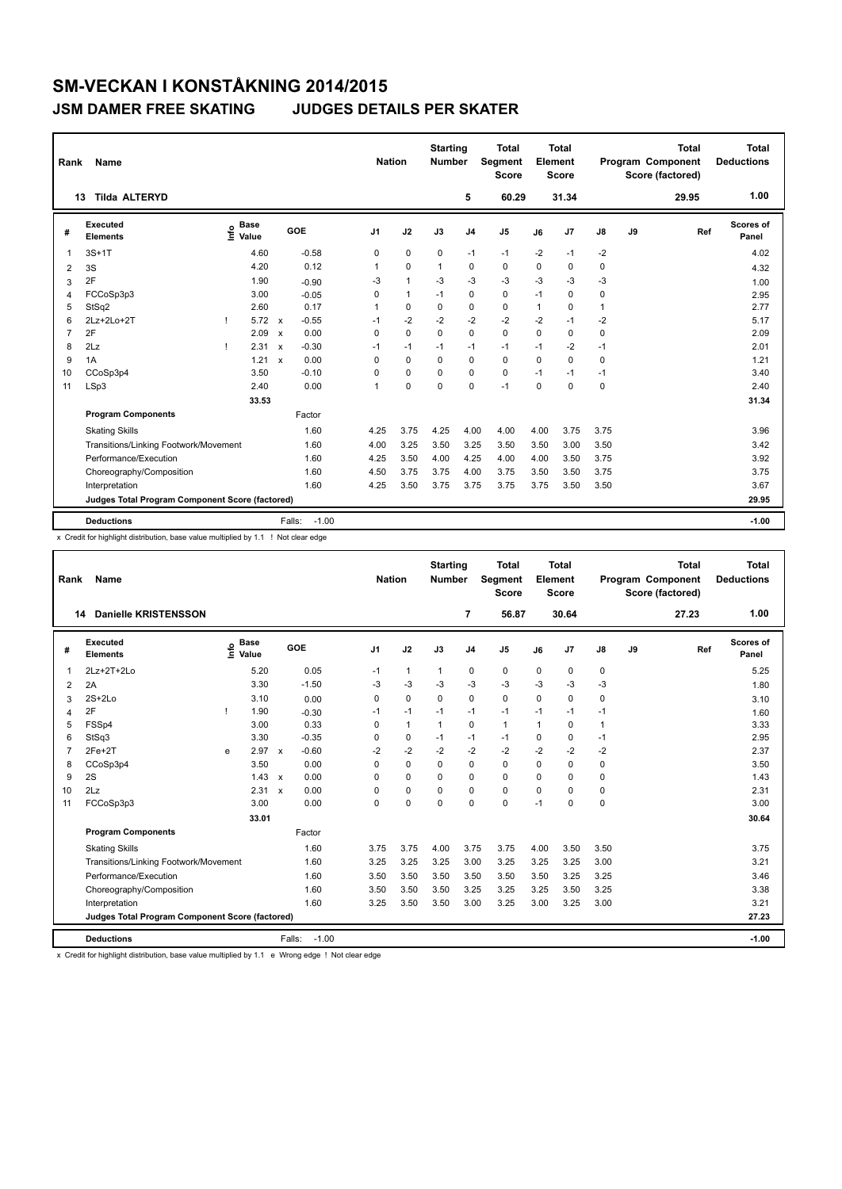# SM-VECKAN I KONSTÅKNING 2014/2015

## JSM DAMER FREE SKATING — JUDGES DETAILS PER SKATER

| Rank | Name | Nation | Starting Number | Total Segment Score | Total Element Score | Total Program Component Score (factored) | Total Deductions |
|---|---|---|---|---|---|---|---|
| 13 | Tilda ALTERYD | | 5 | 60.29 | 31.34 | 29.95 | 1.00 |

| # | Executed Elements | Info | Base Value | | GOE | J1 | J2 | J3 | J4 | J5 | J6 | J7 | J8 | J9 | Ref | Scores of Panel |
|---|---|---|---|---|---|---|---|---|---|---|---|---|---|---|---|---|
| 1 | 3S+1T | | 4.60 | | -0.58 | 0 | 0 | 0 | -1 | -1 | -2 | -1 | -2 | | | 4.02 |
| 2 | 3S | | 4.20 | | 0.12 | 1 | 0 | 1 | 0 | 0 | 0 | 0 | 0 | | | 4.32 |
| 3 | 2F | | 1.90 | | -0.90 | -3 | 1 | -3 | -3 | -3 | -3 | -3 | -3 | | | 1.00 |
| 4 | FCCoSp3p3 | | 3.00 | | -0.05 | 0 | 1 | -1 | 0 | 0 | -1 | 0 | 0 | | | 2.95 |
| 5 | StSq2 | | 2.60 | | 0.17 | 1 | 0 | 0 | 0 | 0 | 1 | 0 | 1 | | | 2.77 |
| 6 | 2Lz+2Lo+2T | ! | 5.72 | x | -0.55 | -1 | -2 | -2 | -2 | -2 | -2 | -1 | -2 | | | 5.17 |
| 7 | 2F | | 2.09 | x | 0.00 | 0 | 0 | 0 | 0 | 0 | 0 | 0 | 0 | | | 2.09 |
| 8 | 2Lz | ! | 2.31 | x | -0.30 | -1 | -1 | -1 | -1 | -1 | -1 | -2 | -1 | | | 2.01 |
| 9 | 1A | | 1.21 | x | 0.00 | 0 | 0 | 0 | 0 | 0 | 0 | 0 | 0 | | | 1.21 |
| 10 | CCoSp3p4 | | 3.50 | | -0.10 | 0 | 0 | 0 | 0 | 0 | -1 | -1 | -1 | | | 3.40 |
| 11 | LSp3 | | 2.40 | | 0.00 | 1 | 0 | 0 | 0 | -1 | 0 | 0 | 0 | | | 2.40 |
| | | | 33.53 | | | | | | | | | | | | | 31.34 |
| | **Program Components** | | | | Factor | | | | | | | | | | | |
| | Skating Skills | | | | 1.60 | 4.25 | 3.75 | 4.25 | 4.00 | 4.00 | 4.00 | 3.75 | 3.75 | | | 3.96 |
| | Transitions/Linking Footwork/Movement | | | | 1.60 | 4.00 | 3.25 | 3.50 | 3.25 | 3.50 | 3.50 | 3.00 | 3.50 | | | 3.42 |
| | Performance/Execution | | | | 1.60 | 4.25 | 3.50 | 4.00 | 4.25 | 4.00 | 4.00 | 3.50 | 3.75 | | | 3.92 |
| | Choreography/Composition | | | | 1.60 | 4.50 | 3.75 | 3.75 | 4.00 | 3.75 | 3.50 | 3.50 | 3.75 | | | 3.75 |
| | Interpretation | | | | 1.60 | 4.25 | 3.50 | 3.75 | 3.75 | 3.75 | 3.75 | 3.50 | 3.50 | | | 3.67 |
| | **Judges Total Program Component Score (factored)** | | | | | | | | | | | | | | | 29.95 |
| | **Deductions** | | | | Falls: -1.00 | | | | | | | | | | | -1.00 |

x Credit for highlight distribution, base value multiplied by 1.1 ! Not clear edge

| Rank | Name | Nation | Starting Number | Total Segment Score | Total Element Score | Total Program Component Score (factored) | Total Deductions |
|---|---|---|---|---|---|---|---|
| 14 | Danielle KRISTENSSON | | 7 | 56.87 | 30.64 | 27.23 | 1.00 |

| # | Executed Elements | Info | Base Value | | GOE | J1 | J2 | J3 | J4 | J5 | J6 | J7 | J8 | J9 | Ref | Scores of Panel |
|---|---|---|---|---|---|---|---|---|---|---|---|---|---|---|---|---|
| 1 | 2Lz+2T+2Lo | | 5.20 | | 0.05 | -1 | 1 | 1 | 0 | 0 | 0 | 0 | 0 | | | 5.25 |
| 2 | 2A | | 3.30 | | -1.50 | -3 | -3 | -3 | -3 | -3 | -3 | -3 | -3 | | | 1.80 |
| 3 | 2S+2Lo | | 3.10 | | 0.00 | 0 | 0 | 0 | 0 | 0 | 0 | 0 | 0 | | | 3.10 |
| 4 | 2F | ! | 1.90 | | -0.30 | -1 | -1 | -1 | -1 | -1 | -1 | -1 | -1 | | | 1.60 |
| 5 | FSSp4 | | 3.00 | | 0.33 | 0 | 1 | 1 | 0 | 1 | 1 | 0 | 1 | | | 3.33 |
| 6 | StSq3 | | 3.30 | | -0.35 | 0 | 0 | -1 | -1 | -1 | 0 | 0 | -1 | | | 2.95 |
| 7 | 2Fe+2T | e | 2.97 | x | -0.60 | -2 | -2 | -2 | -2 | -2 | -2 | -2 | -2 | | | 2.37 |
| 8 | CCoSp3p4 | | 3.50 | | 0.00 | 0 | 0 | 0 | 0 | 0 | 0 | 0 | 0 | | | 3.50 |
| 9 | 2S | | 1.43 | x | 0.00 | 0 | 0 | 0 | 0 | 0 | 0 | 0 | 0 | | | 1.43 |
| 10 | 2Lz | | 2.31 | x | 0.00 | 0 | 0 | 0 | 0 | 0 | 0 | 0 | 0 | | | 2.31 |
| 11 | FCCoSp3p3 | | 3.00 | | 0.00 | 0 | 0 | 0 | 0 | 0 | -1 | 0 | 0 | | | 3.00 |
| | | | 33.01 | | | | | | | | | | | | | 30.64 |
| | **Program Components** | | | | Factor | | | | | | | | | | | |
| | Skating Skills | | | | 1.60 | 3.75 | 3.75 | 4.00 | 3.75 | 3.75 | 4.00 | 3.50 | 3.50 | | | 3.75 |
| | Transitions/Linking Footwork/Movement | | | | 1.60 | 3.25 | 3.25 | 3.25 | 3.00 | 3.25 | 3.25 | 3.25 | 3.00 | | | 3.21 |
| | Performance/Execution | | | | 1.60 | 3.50 | 3.50 | 3.50 | 3.50 | 3.50 | 3.50 | 3.25 | 3.25 | | | 3.46 |
| | Choreography/Composition | | | | 1.60 | 3.50 | 3.50 | 3.50 | 3.25 | 3.25 | 3.25 | 3.50 | 3.25 | | | 3.38 |
| | Interpretation | | | | 1.60 | 3.25 | 3.50 | 3.50 | 3.00 | 3.25 | 3.00 | 3.25 | 3.00 | | | 3.21 |
| | **Judges Total Program Component Score (factored)** | | | | | | | | | | | | | | | 27.23 |
| | **Deductions** | | | | Falls: -1.00 | | | | | | | | | | | -1.00 |

x Credit for highlight distribution, base value multiplied by 1.1 e Wrong edge ! Not clear edge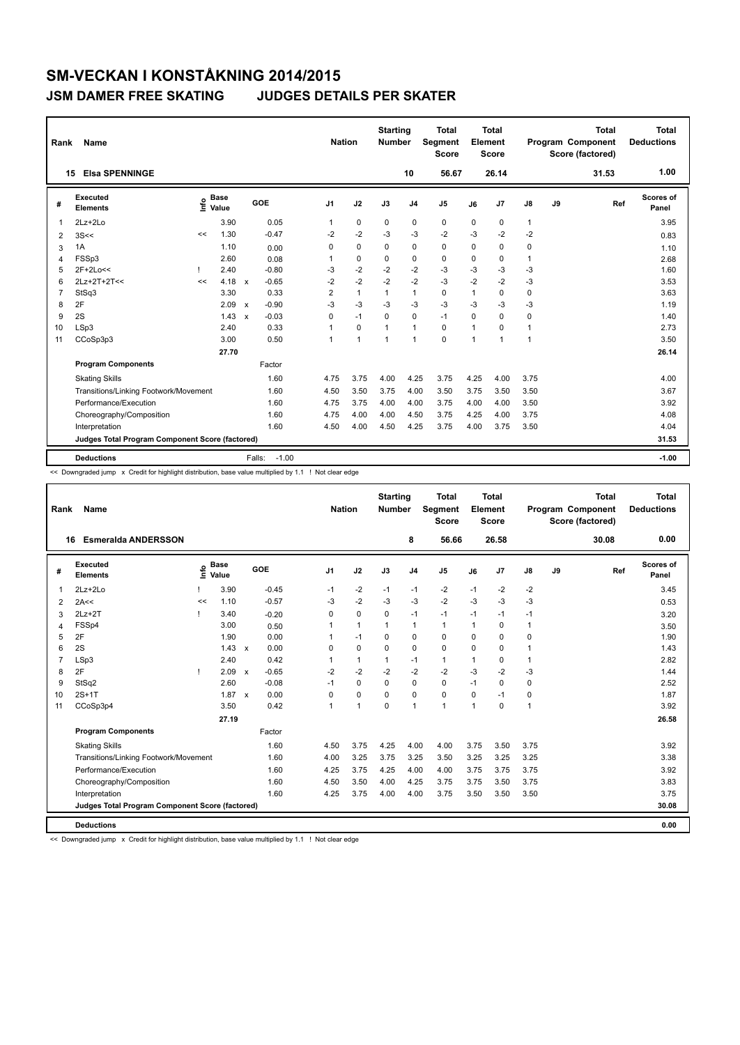# SM-VECKAN I KONSTÅKNING 2014/2015

## JSM DAMER FREE SKATING JUDGES DETAILS PER SKATER

| Rank | Name | Nation | Starting Number | Total Segment Score | Total Element Score | Total Program Component Score (factored) | Total Deductions |
|---|---|---|---|---|---|---|---|
| 15 | Elsa SPENNINGE | | 10 | 56.67 | 26.14 | 31.53 | 1.00 |

| # | Executed Elements | Info | Base Value | | GOE | J1 | J2 | J3 | J4 | J5 | J6 | J7 | J8 | J9 | Ref | Scores of Panel |
|---|---|---|---|---|---|---|---|---|---|---|---|---|---|---|---|---|
| 1 | 2Lz+2Lo | | 3.90 | | 0.05 | 1 | 0 | 0 | 0 | 0 | 0 | 0 | 1 | | | 3.95 |
| 2 | 3S<< | << | 1.30 | | -0.47 | -2 | -2 | -3 | -3 | -2 | -3 | -2 | -2 | | | 0.83 |
| 3 | 1A | | 1.10 | | 0.00 | 0 | 0 | 0 | 0 | 0 | 0 | 0 | 0 | | | 1.10 |
| 4 | FSSp3 | | 2.60 | | 0.08 | 1 | 0 | 0 | 0 | 0 | 0 | 0 | 1 | | | 2.68 |
| 5 | 2F+2Lo<< | ! | 2.40 | | -0.80 | -3 | -2 | -2 | -2 | -3 | -3 | -3 | -3 | | | 1.60 |
| 6 | 2Lz+2T+2T<< | << | 4.18 | x | -0.65 | -2 | -2 | -2 | -2 | -3 | -2 | -2 | -3 | | | 3.53 |
| 7 | StSq3 | | 3.30 | | 0.33 | 2 | 1 | 1 | 1 | 0 | 1 | 0 | 0 | | | 3.63 |
| 8 | 2F | | 2.09 | x | -0.90 | -3 | -3 | -3 | -3 | -3 | -3 | -3 | -3 | | | 1.19 |
| 9 | 2S | | 1.43 | x | -0.03 | 0 | -1 | 0 | 0 | -1 | 0 | 0 | 0 | | | 1.40 |
| 10 | LSp3 | | 2.40 | | 0.33 | 1 | 0 | 1 | 1 | 0 | 1 | 0 | 1 | | | 2.73 |
| 11 | CCoSp3p3 | | 3.00 | | 0.50 | 1 | 1 | 1 | 1 | 0 | 1 | 1 | 1 | | | 3.50 |
| | | | 27.70 | | | | | | | | | | | | | 26.14 |
| | **Program Components** | | | | Factor | | | | | | | | | | | |
| | Skating Skills | | | | 1.60 | 4.75 | 3.75 | 4.00 | 4.25 | 3.75 | 4.25 | 4.00 | 3.75 | | | 4.00 |
| | Transitions/Linking Footwork/Movement | | | | 1.60 | 4.50 | 3.50 | 3.75 | 4.00 | 3.50 | 3.75 | 3.50 | 3.50 | | | 3.67 |
| | Performance/Execution | | | | 1.60 | 4.75 | 3.75 | 4.00 | 4.00 | 3.75 | 4.00 | 4.00 | 3.50 | | | 3.92 |
| | Choreography/Composition | | | | 1.60 | 4.75 | 4.00 | 4.00 | 4.50 | 3.75 | 4.25 | 4.00 | 3.75 | | | 4.08 |
| | Interpretation | | | | 1.60 | 4.50 | 4.00 | 4.50 | 4.25 | 3.75 | 4.00 | 3.75 | 3.50 | | | 4.04 |
| | Judges Total Program Component Score (factored) | | | | | | | | | | | | | | | 31.53 |
| | **Deductions** | | | | Falls: -1.00 | | | | | | | | | | | -1.00 |

<< Downgraded jump x Credit for highlight distribution, base value multiplied by 1.1 ! Not clear edge

| Rank | Name | Nation | Starting Number | Total Segment Score | Total Element Score | Total Program Component Score (factored) | Total Deductions |
|---|---|---|---|---|---|---|---|
| 16 | Esmeralda ANDERSSON | | 8 | 56.66 | 26.58 | 30.08 | 0.00 |

| # | Executed Elements | Info | Base Value | | GOE | J1 | J2 | J3 | J4 | J5 | J6 | J7 | J8 | J9 | Ref | Scores of Panel |
|---|---|---|---|---|---|---|---|---|---|---|---|---|---|---|---|---|
| 1 | 2Lz+2Lo | ! | 3.90 | | -0.45 | -1 | -2 | -1 | -1 | -2 | -1 | -2 | -2 | | | 3.45 |
| 2 | 2A<< | << | 1.10 | | -0.57 | -3 | -2 | -3 | -3 | -2 | -3 | -3 | -3 | | | 0.53 |
| 3 | 2Lz+2T | ! | 3.40 | | -0.20 | 0 | 0 | 0 | -1 | -1 | -1 | -1 | -1 | | | 3.20 |
| 4 | FSSp4 | | 3.00 | | 0.50 | 1 | 1 | 1 | 1 | 1 | 1 | 0 | 1 | | | 3.50 |
| 5 | 2F | | 1.90 | | 0.00 | 1 | -1 | 0 | 0 | 0 | 0 | 0 | 0 | | | 1.90 |
| 6 | 2S | | 1.43 | x | 0.00 | 0 | 0 | 0 | 0 | 0 | 0 | 0 | 1 | | | 1.43 |
| 7 | LSp3 | | 2.40 | | 0.42 | 1 | 1 | 1 | -1 | 1 | 1 | 0 | 1 | | | 2.82 |
| 8 | 2F | ! | 2.09 | x | -0.65 | -2 | -2 | -2 | -2 | -2 | -3 | -2 | -3 | | | 1.44 |
| 9 | StSq2 | | 2.60 | | -0.08 | -1 | 0 | 0 | 0 | 0 | -1 | 0 | 0 | | | 2.52 |
| 10 | 2S+1T | | 1.87 | x | 0.00 | 0 | 0 | 0 | 0 | 0 | 0 | -1 | 0 | | | 1.87 |
| 11 | CCoSp3p4 | | 3.50 | | 0.42 | 1 | 1 | 0 | 1 | 1 | 1 | 0 | 1 | | | 3.92 |
| | | | 27.19 | | | | | | | | | | | | | 26.58 |
| | **Program Components** | | | | Factor | | | | | | | | | | | |
| | Skating Skills | | | | 1.60 | 4.50 | 3.75 | 4.25 | 4.00 | 4.00 | 3.75 | 3.50 | 3.75 | | | 3.92 |
| | Transitions/Linking Footwork/Movement | | | | 1.60 | 4.00 | 3.25 | 3.75 | 3.25 | 3.50 | 3.25 | 3.25 | 3.25 | | | 3.38 |
| | Performance/Execution | | | | 1.60 | 4.25 | 3.75 | 4.25 | 4.00 | 4.00 | 3.75 | 3.75 | 3.75 | | | 3.92 |
| | Choreography/Composition | | | | 1.60 | 4.50 | 3.50 | 4.00 | 4.25 | 3.75 | 3.75 | 3.50 | 3.75 | | | 3.83 |
| | Interpretation | | | | 1.60 | 4.25 | 3.75 | 4.00 | 4.00 | 3.75 | 3.50 | 3.50 | 3.50 | | | 3.75 |
| | Judges Total Program Component Score (factored) | | | | | | | | | | | | | | | 30.08 |
| | **Deductions** | | | | | | | | | | | | | | | 0.00 |

<< Downgraded jump x Credit for highlight distribution, base value multiplied by 1.1 ! Not clear edge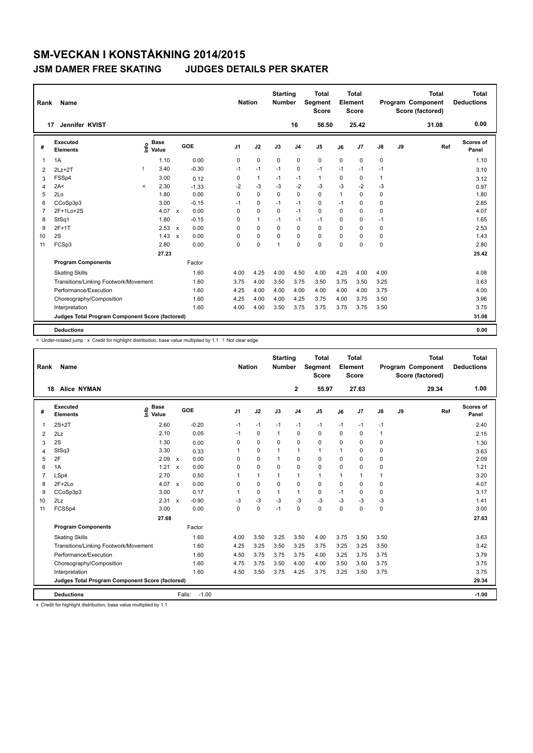# SM-VECKAN I KONSTÅKNING 2014/2015

## JSM DAMER FREE SKATING JUDGES DETAILS PER SKATER

| Rank | Name | Nation | Starting Number | Total Segment Score | Total Element Score | Total Program Component Score (factored) | Total Deductions |
|---|---|---|---|---|---|---|---|
| 17 | Jennifer KVIST | | 16 | 56.50 | 25.42 | 31.08 | 0.00 |

| # | Executed Elements | Info | Base Value | | GOE | J1 | J2 | J3 | J4 | J5 | J6 | J7 | J8 | J9 | Ref | Scores of Panel |
|---|---|---|---|---|---|---|---|---|---|---|---|---|---|---|---|---|
| 1 | 1A | | 1.10 | | 0.00 | 0 | 0 | 0 | 0 | 0 | 0 | 0 | 0 | | | 1.10 |
| 2 | 2Lz+2T | ! | 3.40 | | -0.30 | -1 | -1 | -1 | 0 | -1 | -1 | -1 | -1 | | | 3.10 |
| 3 | FSSp4 | | 3.00 | | 0.12 | 0 | 1 | -1 | -1 | 1 | 0 | 0 | 1 | | | 3.12 |
| 4 | 2A< | < | 2.30 | | -1.33 | -2 | -3 | -3 | -2 | -3 | -3 | -2 | -3 | | | 0.97 |
| 5 | 2Lo | | 1.80 | | 0.00 | 0 | 0 | 0 | 0 | 0 | 1 | 0 | 0 | | | 1.80 |
| 6 | CCoSp3p3 | | 3.00 | | -0.15 | -1 | 0 | -1 | -1 | 0 | -1 | 0 | 0 | | | 2.85 |
| 7 | 2F+1Lo+2S | | 4.07 | x | 0.00 | 0 | 0 | 0 | -1 | 0 | 0 | 0 | 0 | | | 4.07 |
| 8 | StSq1 | | 1.80 | | -0.15 | 0 | 1 | -1 | -1 | -1 | 0 | 0 | -1 | | | 1.65 |
| 9 | 2F+1T | | 2.53 | x | 0.00 | 0 | 0 | 0 | 0 | 0 | 0 | 0 | 0 | | | 2.53 |
| 10 | 2S | | 1.43 | x | 0.00 | 0 | 0 | 0 | 0 | 0 | 0 | 0 | 0 | | | 1.43 |
| 11 | FCSp3 | | 2.80 | | 0.00 | 0 | 0 | 1 | 0 | 0 | 0 | 0 | 0 | | | 2.80 |
| | | | 27.23 | | | | | | | | | | | | | 25.42 |
| | **Program Components** | | | | Factor | | | | | | | | | | | |
| | Skating Skills | | | | 1.60 | 4.00 | 4.25 | 4.00 | 4.50 | 4.00 | 4.25 | 4.00 | 4.00 | | | 4.08 |
| | Transitions/Linking Footwork/Movement | | | | 1.60 | 3.75 | 4.00 | 3.50 | 3.75 | 3.50 | 3.75 | 3.50 | 3.25 | | | 3.63 |
| | Performance/Execution | | | | 1.60 | 4.25 | 4.00 | 4.00 | 4.00 | 4.00 | 4.00 | 4.00 | 3.75 | | | 4.00 |
| | Choreography/Composition | | | | 1.60 | 4.25 | 4.00 | 4.00 | 4.25 | 3.75 | 4.00 | 3.75 | 3.50 | | | 3.96 |
| | Interpretation | | | | 1.60 | 4.00 | 4.00 | 3.50 | 3.75 | 3.75 | 3.75 | 3.75 | 3.50 | | | 3.75 |
| | **Judges Total Program Component Score (factored)** | | | | | | | | | | | | | | | 31.08 |
| | **Deductions** | | | | | | | | | | | | | | | 0.00 |

< Under-rotated jump x Credit for highlight distribution, base value multiplied by 1.1 ! Not clear edge

| Rank | Name | Nation | Starting Number | Total Segment Score | Total Element Score | Total Program Component Score (factored) | Total Deductions |
|---|---|---|---|---|---|---|---|
| 18 | Alice NYMAN | | 2 | 55.97 | 27.63 | 29.34 | 1.00 |

| # | Executed Elements | Info | Base Value | | GOE | J1 | J2 | J3 | J4 | J5 | J6 | J7 | J8 | J9 | Ref | Scores of Panel |
|---|---|---|---|---|---|---|---|---|---|---|---|---|---|---|---|---|
| 1 | 2S+2T | | 2.60 | | -0.20 | -1 | -1 | -1 | -1 | -1 | -1 | -1 | -1 | | | 2.40 |
| 2 | 2Lz | | 2.10 | | 0.05 | -1 | 0 | 1 | 0 | 0 | 0 | 0 | 1 | | | 2.15 |
| 3 | 2S | | 1.30 | | 0.00 | 0 | 0 | 0 | 0 | 0 | 0 | 0 | 0 | | | 1.30 |
| 4 | StSq3 | | 3.30 | | 0.33 | 1 | 0 | 1 | 1 | 1 | 1 | 0 | 0 | | | 3.63 |
| 5 | 2F | | 2.09 | x | 0.00 | 0 | 0 | 1 | 0 | 0 | 0 | 0 | 0 | | | 2.09 |
| 6 | 1A | | 1.21 | x | 0.00 | 0 | 0 | 0 | 0 | 0 | 0 | 0 | 0 | | | 1.21 |
| 7 | LSp4 | | 2.70 | | 0.50 | 1 | 1 | 1 | 1 | 1 | 1 | 1 | 1 | | | 3.20 |
| 8 | 2F+2Lo | | 4.07 | x | 0.00 | 0 | 0 | 0 | 0 | 0 | 0 | 0 | 0 | | | 4.07 |
| 9 | CCoSp3p3 | | 3.00 | | 0.17 | 1 | 0 | 1 | 1 | 0 | -1 | 0 | 0 | | | 3.17 |
| 10 | 2Lz | | 2.31 | x | -0.90 | -3 | -3 | -3 | -3 | -3 | -3 | -3 | -3 | | | 1.41 |
| 11 | FCSSp4 | | 3.00 | | 0.00 | 0 | 0 | -1 | 0 | 0 | 0 | 0 | 0 | | | 3.00 |
| | | | 27.68 | | | | | | | | | | | | | 27.63 |
| | **Program Components** | | | | Factor | | | | | | | | | | | |
| | Skating Skills | | | | 1.60 | 4.00 | 3.50 | 3.25 | 3.50 | 4.00 | 3.75 | 3.50 | 3.50 | | | 3.63 |
| | Transitions/Linking Footwork/Movement | | | | 1.60 | 4.25 | 3.25 | 3.50 | 3.25 | 3.75 | 3.25 | 3.25 | 3.50 | | | 3.42 |
| | Performance/Execution | | | | 1.60 | 4.50 | 3.75 | 3.75 | 3.75 | 4.00 | 3.25 | 3.75 | 3.75 | | | 3.79 |
| | Choreography/Composition | | | | 1.60 | 4.75 | 3.75 | 3.50 | 4.00 | 4.00 | 3.50 | 3.50 | 3.75 | | | 3.75 |
| | Interpretation | | | | 1.60 | 4.50 | 3.50 | 3.75 | 4.25 | 3.75 | 3.25 | 3.50 | 3.75 | | | 3.75 |
| | **Judges Total Program Component Score (factored)** | | | | | | | | | | | | | | | 29.34 |
| | **Deductions** | | | | Falls: -1.00 | | | | | | | | | | | -1.00 |

x Credit for highlight distribution, base value multiplied by 1.1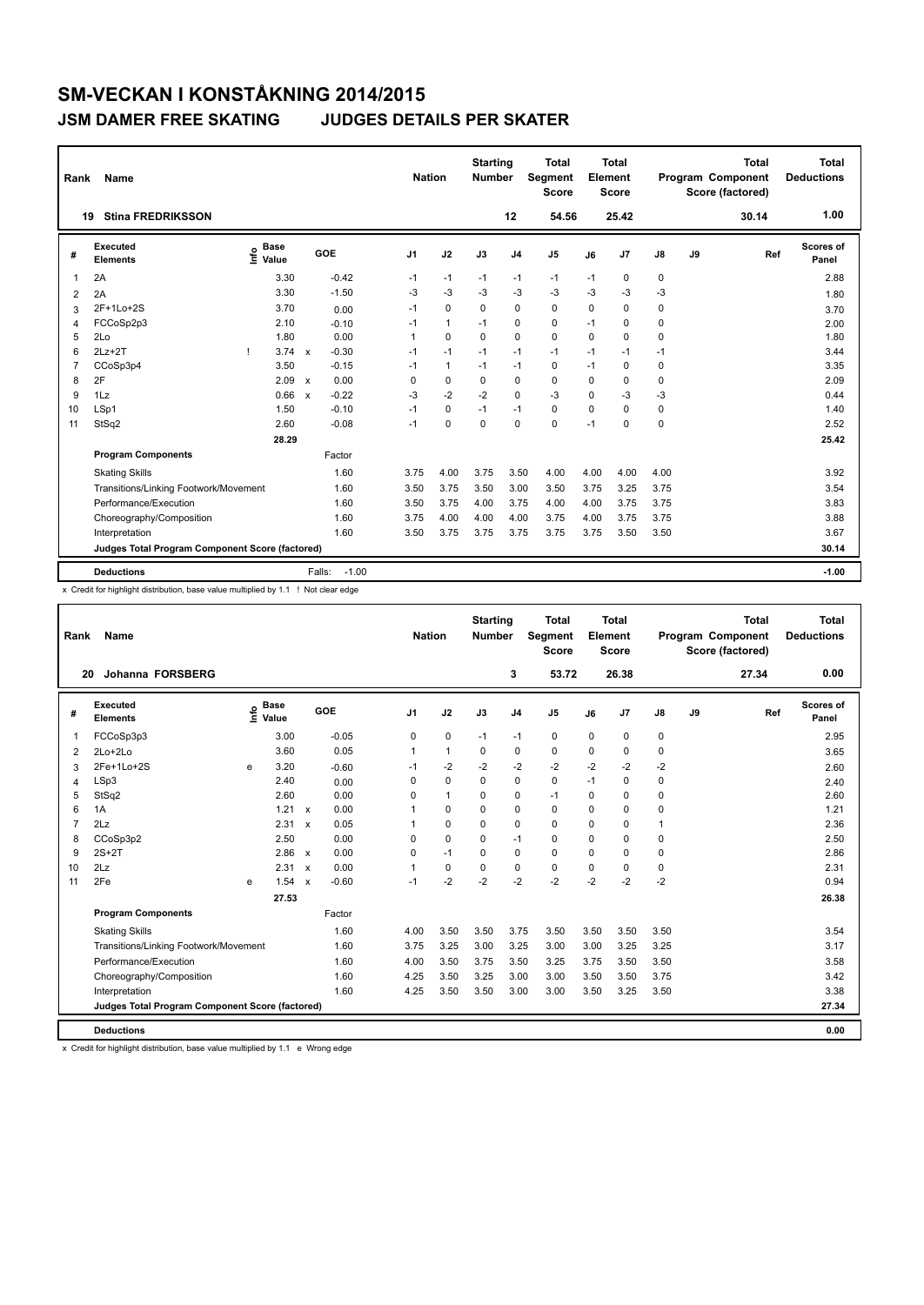# SM-VECKAN I KONSTÅKNING 2014/2015

## JSM DAMER FREE SKATING — JUDGES DETAILS PER SKATER

| Rank | Name | Nation | Starting Number | Total Segment Score | Total Element Score | Total Program Component Score (factored) | Total Deductions |
|---|---|---|---|---|---|---|---|
| 19 | Stina FREDRIKSSON | | 12 | 54.56 | 25.42 | 30.14 | 1.00 |

| # | Executed Elements | Info | Base Value | | GOE | J1 | J2 | J3 | J4 | J5 | J6 | J7 | J8 | J9 | Ref | Scores of Panel |
|---|---|---|---|---|---|---|---|---|---|---|---|---|---|---|---|---|
| 1 | 2A | | 3.30 | | -0.42 | -1 | -1 | -1 | -1 | -1 | -1 | 0 | 0 | | | 2.88 |
| 2 | 2A | | 3.30 | | -1.50 | -3 | -3 | -3 | -3 | -3 | -3 | -3 | -3 | | | 1.80 |
| 3 | 2F+1Lo+2S | | 3.70 | | 0.00 | -1 | 0 | 0 | 0 | 0 | 0 | 0 | 0 | | | 3.70 |
| 4 | FCCoSp2p3 | | 2.10 | | -0.10 | -1 | 1 | -1 | 0 | 0 | -1 | 0 | 0 | | | 2.00 |
| 5 | 2Lo | | 1.80 | | 0.00 | 1 | 0 | 0 | 0 | 0 | 0 | 0 | 0 | | | 1.80 |
| 6 | 2Lz+2T | ! | 3.74 | x | -0.30 | -1 | -1 | -1 | -1 | -1 | -1 | -1 | -1 | | | 3.44 |
| 7 | CCoSp3p4 | | 3.50 | | -0.15 | -1 | 1 | -1 | -1 | 0 | -1 | 0 | 0 | | | 3.35 |
| 8 | 2F | | 2.09 | x | 0.00 | 0 | 0 | 0 | 0 | 0 | 0 | 0 | 0 | | | 2.09 |
| 9 | 1Lz | | 0.66 | x | -0.22 | -3 | -2 | -2 | 0 | -3 | 0 | -3 | -3 | | | 0.44 |
| 10 | LSp1 | | 1.50 | | -0.10 | -1 | 0 | -1 | -1 | 0 | 0 | 0 | 0 | | | 1.40 |
| 11 | StSq2 | | 2.60 | | -0.08 | -1 | 0 | 0 | 0 | 0 | -1 | 0 | 0 | | | 2.52 |
| | | | 28.29 | | | | | | | | | | | | | 25.42 |
| | **Program Components** | | | | Factor | | | | | | | | | | | |
| | Skating Skills | | | | 1.60 | 3.75 | 4.00 | 3.75 | 3.50 | 4.00 | 4.00 | 4.00 | 4.00 | | | 3.92 |
| | Transitions/Linking Footwork/Movement | | | | 1.60 | 3.50 | 3.75 | 3.50 | 3.00 | 3.50 | 3.75 | 3.25 | 3.75 | | | 3.54 |
| | Performance/Execution | | | | 1.60 | 3.50 | 3.75 | 4.00 | 3.75 | 4.00 | 4.00 | 3.75 | 3.75 | | | 3.83 |
| | Choreography/Composition | | | | 1.60 | 3.75 | 4.00 | 4.00 | 4.00 | 3.75 | 4.00 | 3.75 | 3.75 | | | 3.88 |
| | Interpretation | | | | 1.60 | 3.50 | 3.75 | 3.75 | 3.75 | 3.75 | 3.75 | 3.50 | 3.50 | | | 3.67 |
| | **Judges Total Program Component Score (factored)** | | | | | | | | | | | | | | | 30.14 |
| | **Deductions** | | | | Falls: -1.00 | | | | | | | | | | | -1.00 |

x Credit for highlight distribution, base value multiplied by 1.1 ! Not clear edge

| Rank | Name | Nation | Starting Number | Total Segment Score | Total Element Score | Total Program Component Score (factored) | Total Deductions |
|---|---|---|---|---|---|---|---|
| 20 | Johanna FORSBERG | | 3 | 53.72 | 26.38 | 27.34 | 0.00 |

| # | Executed Elements | Info | Base Value | | GOE | J1 | J2 | J3 | J4 | J5 | J6 | J7 | J8 | J9 | Ref | Scores of Panel |
|---|---|---|---|---|---|---|---|---|---|---|---|---|---|---|---|---|
| 1 | FCCoSp3p3 | | 3.00 | | -0.05 | 0 | 0 | -1 | -1 | 0 | 0 | 0 | 0 | | | 2.95 |
| 2 | 2Lo+2Lo | | 3.60 | | 0.05 | 1 | 1 | 0 | 0 | 0 | 0 | 0 | 0 | | | 3.65 |
| 3 | 2Fe+1Lo+2S | e | 3.20 | | -0.60 | -1 | -2 | -2 | -2 | -2 | -2 | -2 | -2 | | | 2.60 |
| 4 | LSp3 | | 2.40 | | 0.00 | 0 | 0 | 0 | 0 | 0 | -1 | 0 | 0 | | | 2.40 |
| 5 | StSq2 | | 2.60 | | 0.00 | 0 | 1 | 0 | 0 | -1 | 0 | 0 | 0 | | | 2.60 |
| 6 | 1A | | 1.21 | x | 0.00 | 1 | 0 | 0 | 0 | 0 | 0 | 0 | 0 | | | 1.21 |
| 7 | 2Lz | | 2.31 | x | 0.05 | 1 | 0 | 0 | 0 | 0 | 0 | 0 | 1 | | | 2.36 |
| 8 | CCoSp3p2 | | 2.50 | | 0.00 | 0 | 0 | 0 | -1 | 0 | 0 | 0 | 0 | | | 2.50 |
| 9 | 2S+2T | | 2.86 | x | 0.00 | 0 | -1 | 0 | 0 | 0 | 0 | 0 | 0 | | | 2.86 |
| 10 | 2Lz | | 2.31 | x | 0.00 | 1 | 0 | 0 | 0 | 0 | 0 | 0 | 0 | | | 2.31 |
| 11 | 2Fe | e | 1.54 | x | -0.60 | -1 | -2 | -2 | -2 | -2 | -2 | -2 | -2 | | | 0.94 |
| | | | 27.53 | | | | | | | | | | | | | 26.38 |
| | **Program Components** | | | | Factor | | | | | | | | | | | |
| | Skating Skills | | | | 1.60 | 4.00 | 3.50 | 3.50 | 3.75 | 3.50 | 3.50 | 3.50 | 3.50 | | | 3.54 |
| | Transitions/Linking Footwork/Movement | | | | 1.60 | 3.75 | 3.25 | 3.00 | 3.25 | 3.00 | 3.00 | 3.25 | 3.25 | | | 3.17 |
| | Performance/Execution | | | | 1.60 | 4.00 | 3.50 | 3.75 | 3.50 | 3.25 | 3.75 | 3.50 | 3.50 | | | 3.58 |
| | Choreography/Composition | | | | 1.60 | 4.25 | 3.50 | 3.25 | 3.00 | 3.00 | 3.50 | 3.50 | 3.75 | | | 3.42 |
| | Interpretation | | | | 1.60 | 4.25 | 3.50 | 3.50 | 3.00 | 3.00 | 3.50 | 3.25 | 3.50 | | | 3.38 |
| | **Judges Total Program Component Score (factored)** | | | | | | | | | | | | | | | 27.34 |
| | **Deductions** | | | | | | | | | | | | | | | 0.00 |

x Credit for highlight distribution, base value multiplied by 1.1 e Wrong edge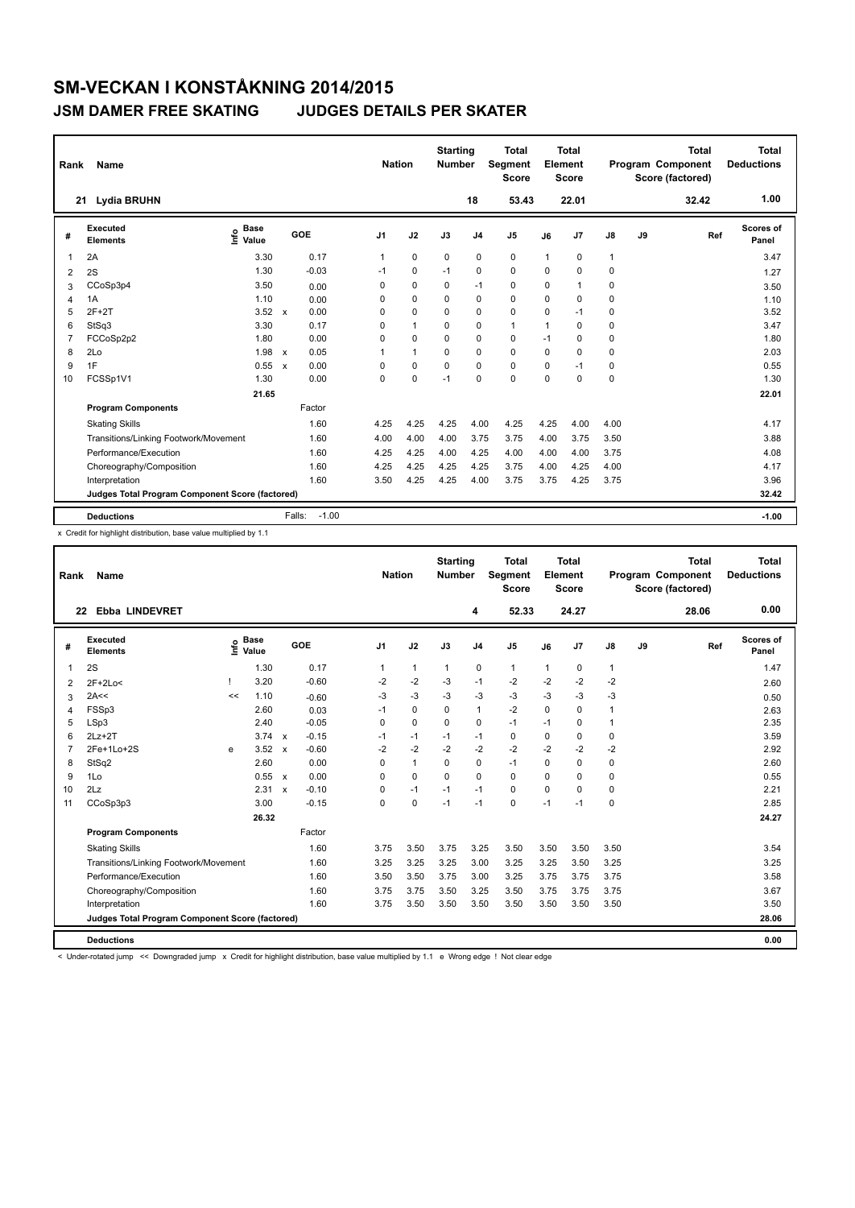# SM-VECKAN I KONSTÅKNING 2014/2015

## JSM DAMER FREE SKATING JUDGES DETAILS PER SKATER

| Rank | Name | Nation | Starting Number | Total Segment Score | Total Element Score | Total Program Component Score (factored) | Total Deductions |
|---|---|---|---|---|---|---|---|
| 21 | Lydia BRUHN | | 18 | 53.43 | 22.01 | 32.42 | 1.00 |

| # | Executed Elements | Info | Base Value | | GOE | J1 | J2 | J3 | J4 | J5 | J6 | J7 | J8 | J9 | Ref | Scores of Panel |
|---|---|---|---|---|---|---|---|---|---|---|---|---|---|---|---|---|
| 1 | 2A | | 3.30 | | 0.17 | 1 | 0 | 0 | 0 | 0 | 1 | 0 | 1 | | | 3.47 |
| 2 | 2S | | 1.30 | | -0.03 | -1 | 0 | -1 | 0 | 0 | 0 | 0 | 0 | | | 1.27 |
| 3 | CCoSp3p4 | | 3.50 | | 0.00 | 0 | 0 | 0 | -1 | 0 | 0 | 1 | 0 | | | 3.50 |
| 4 | 1A | | 1.10 | | 0.00 | 0 | 0 | 0 | 0 | 0 | 0 | 0 | 0 | | | 1.10 |
| 5 | 2F+2T | | 3.52 | x | 0.00 | 0 | 0 | 0 | 0 | 0 | 0 | -1 | 0 | | | 3.52 |
| 6 | StSq3 | | 3.30 | | 0.17 | 0 | 1 | 0 | 0 | 1 | 1 | 0 | 0 | | | 3.47 |
| 7 | FCCoSp2p2 | | 1.80 | | 0.00 | 0 | 0 | 0 | 0 | 0 | -1 | 0 | 0 | | | 1.80 |
| 8 | 2Lo | | 1.98 | x | 0.05 | 1 | 1 | 0 | 0 | 0 | 0 | 0 | 0 | | | 2.03 |
| 9 | 1F | | 0.55 | x | 0.00 | 0 | 0 | 0 | 0 | 0 | 0 | -1 | 0 | | | 0.55 |
| 10 | FCSSp1V1 | | 1.30 | | 0.00 | 0 | 0 | -1 | 0 | 0 | 0 | 0 | 0 | | | 1.30 |
| | | | 21.65 | | | | | | | | | | | | | 22.01 |
| | **Program Components** | | | | Factor | | | | | | | | | | | |
| | Skating Skills | | | | 1.60 | 4.25 | 4.25 | 4.25 | 4.00 | 4.25 | 4.25 | 4.00 | 4.00 | | | 4.17 |
| | Transitions/Linking Footwork/Movement | | | | 1.60 | 4.00 | 4.00 | 4.00 | 3.75 | 3.75 | 4.00 | 3.75 | 3.50 | | | 3.88 |
| | Performance/Execution | | | | 1.60 | 4.25 | 4.25 | 4.00 | 4.25 | 4.00 | 4.00 | 4.00 | 3.75 | | | 4.08 |
| | Choreography/Composition | | | | 1.60 | 4.25 | 4.25 | 4.25 | 4.25 | 3.75 | 4.00 | 4.25 | 4.00 | | | 4.17 |
| | Interpretation | | | | 1.60 | 3.50 | 4.25 | 4.25 | 4.00 | 3.75 | 3.75 | 4.25 | 3.75 | | | 3.96 |
| | **Judges Total Program Component Score (factored)** | | | | | | | | | | | | | | | 32.42 |
| | **Deductions** | | | | Falls: -1.00 | | | | | | | | | | | -1.00 |

x Credit for highlight distribution, base value multiplied by 1.1

| Rank | Name | Nation | Starting Number | Total Segment Score | Total Element Score | Total Program Component Score (factored) | Total Deductions |
|---|---|---|---|---|---|---|---|
| 22 | Ebba LINDEVRET | | 4 | 52.33 | 24.27 | 28.06 | 0.00 |

| # | Executed Elements | Info | Base Value | | GOE | J1 | J2 | J3 | J4 | J5 | J6 | J7 | J8 | J9 | Ref | Scores of Panel |
|---|---|---|---|---|---|---|---|---|---|---|---|---|---|---|---|---|
| 1 | 2S | | 1.30 | | 0.17 | 1 | 1 | 1 | 0 | 1 | 1 | 0 | 1 | | | 1.47 |
| 2 | 2F+2Lo< | ! | 3.20 | | -0.60 | -2 | -2 | -3 | -1 | -2 | -2 | -2 | -2 | | | 2.60 |
| 3 | 2A<< | << | 1.10 | | -0.60 | -3 | -3 | -3 | -3 | -3 | -3 | -3 | -3 | | | 0.50 |
| 4 | FSSp3 | | 2.60 | | 0.03 | -1 | 0 | 0 | 1 | -2 | 0 | 0 | 1 | | | 2.63 |
| 5 | LSp3 | | 2.40 | | -0.05 | 0 | 0 | 0 | 0 | -1 | -1 | 0 | 1 | | | 2.35 |
| 6 | 2Lz+2T | | 3.74 | x | -0.15 | -1 | -1 | -1 | -1 | 0 | 0 | 0 | 0 | | | 3.59 |
| 7 | 2Fe+1Lo+2S | e | 3.52 | x | -0.60 | -2 | -2 | -2 | -2 | -2 | -2 | -2 | -2 | | | 2.92 |
| 8 | StSq2 | | 2.60 | | 0.00 | 0 | 1 | 0 | 0 | -1 | 0 | 0 | 0 | | | 2.60 |
| 9 | 1Lo | | 0.55 | x | 0.00 | 0 | 0 | 0 | 0 | 0 | 0 | 0 | 0 | | | 0.55 |
| 10 | 2Lz | | 2.31 | x | -0.10 | 0 | -1 | -1 | -1 | 0 | 0 | 0 | 0 | | | 2.21 |
| 11 | CCoSp3p3 | | 3.00 | | -0.15 | 0 | 0 | -1 | -1 | 0 | -1 | -1 | 0 | | | 2.85 |
| | | | 26.32 | | | | | | | | | | | | | 24.27 |
| | **Program Components** | | | | Factor | | | | | | | | | | | |
| | Skating Skills | | | | 1.60 | 3.75 | 3.50 | 3.75 | 3.25 | 3.50 | 3.50 | 3.50 | 3.50 | | | 3.54 |
| | Transitions/Linking Footwork/Movement | | | | 1.60 | 3.25 | 3.25 | 3.25 | 3.00 | 3.25 | 3.25 | 3.50 | 3.25 | | | 3.25 |
| | Performance/Execution | | | | 1.60 | 3.50 | 3.50 | 3.75 | 3.00 | 3.25 | 3.75 | 3.75 | 3.75 | | | 3.58 |
| | Choreography/Composition | | | | 1.60 | 3.75 | 3.75 | 3.50 | 3.25 | 3.50 | 3.75 | 3.75 | 3.75 | | | 3.67 |
| | Interpretation | | | | 1.60 | 3.75 | 3.50 | 3.50 | 3.50 | 3.50 | 3.50 | 3.50 | 3.50 | | | 3.50 |
| | **Judges Total Program Component Score (factored)** | | | | | | | | | | | | | | | 28.06 |
| | **Deductions** | | | | | | | | | | | | | | | 0.00 |

< Under-rotated jump << Downgraded jump x Credit for highlight distribution, base value multiplied by 1.1 e Wrong edge ! Not clear edge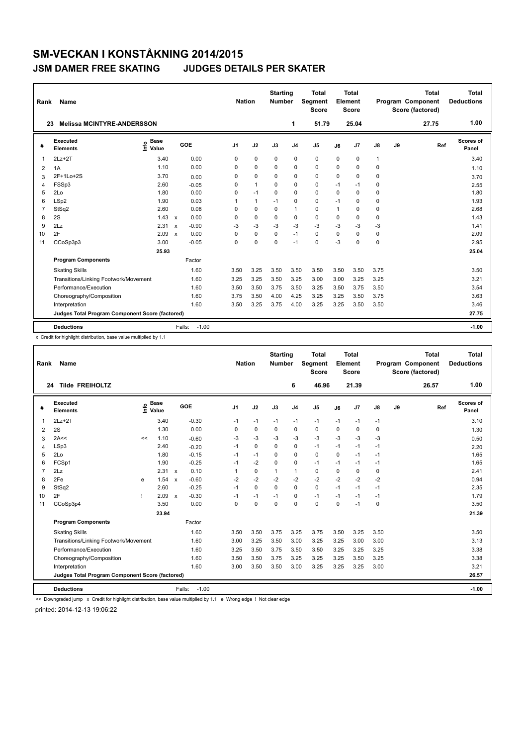# SM-VECKAN I KONSTÅKNING 2014/2015

## JSM DAMER FREE SKATING JUDGES DETAILS PER SKATER

| Rank | Name | Nation | Starting Number | Total Segment Score | Total Element Score | Total Program Component Score (factored) | Total Deductions |
|---|---|---|---|---|---|---|---|
| 23 | Melissa MCINTYRE-ANDERSSON | | 1 | 51.79 | 25.04 | 27.75 | 1.00 |

| # | Executed Elements | Info | Base Value | | GOE | J1 | J2 | J3 | J4 | J5 | J6 | J7 | J8 | J9 | Ref | Scores of Panel |
|---|---|---|---|---|---|---|---|---|---|---|---|---|---|---|---|---|
| 1 | 2Lz+2T | | 3.40 | | 0.00 | 0 | 0 | 0 | 0 | 0 | 0 | 0 | 1 | | | 3.40 |
| 2 | 1A | | 1.10 | | 0.00 | 0 | 0 | 0 | 0 | 0 | 0 | 0 | 0 | | | 1.10 |
| 3 | 2F+1Lo+2S | | 3.70 | | 0.00 | 0 | 0 | 0 | 0 | 0 | 0 | 0 | 0 | | | 3.70 |
| 4 | FSSp3 | | 2.60 | | -0.05 | 0 | 1 | 0 | 0 | 0 | -1 | -1 | 0 | | | 2.55 |
| 5 | 2Lo | | 1.80 | | 0.00 | 0 | -1 | 0 | 0 | 0 | 0 | 0 | 0 | | | 1.80 |
| 6 | LSp2 | | 1.90 | | 0.03 | 1 | 1 | -1 | 0 | 0 | -1 | 0 | 0 | | | 1.93 |
| 7 | StSq2 | | 2.60 | | 0.08 | 0 | 0 | 0 | 1 | 0 | 1 | 0 | 0 | | | 2.68 |
| 8 | 2S | | 1.43 | x | 0.00 | 0 | 0 | 0 | 0 | 0 | 0 | 0 | 0 | | | 1.43 |
| 9 | 2Lz | | 2.31 | x | -0.90 | -3 | -3 | -3 | -3 | -3 | -3 | -3 | -3 | | | 1.41 |
| 10 | 2F | | 2.09 | x | 0.00 | 0 | 0 | 0 | -1 | 0 | 0 | 0 | 0 | | | 2.09 |
| 11 | CCoSp3p3 | | 3.00 | | -0.05 | 0 | 0 | 0 | -1 | 0 | -3 | 0 | 0 | | | 2.95 |
| | | | 25.93 | | | | | | | | | | | | | 25.04 |
| | **Program Components** | | | | Factor | | | | | | | | | | | |
| | Skating Skills | | | | 1.60 | 3.50 | 3.25 | 3.50 | 3.50 | 3.50 | 3.50 | 3.50 | 3.75 | | | 3.50 |
| | Transitions/Linking Footwork/Movement | | | | 1.60 | 3.25 | 3.25 | 3.50 | 3.25 | 3.00 | 3.00 | 3.25 | 3.25 | | | 3.21 |
| | Performance/Execution | | | | 1.60 | 3.50 | 3.50 | 3.75 | 3.50 | 3.25 | 3.50 | 3.75 | 3.50 | | | 3.54 |
| | Choreography/Composition | | | | 1.60 | 3.75 | 3.50 | 4.00 | 4.25 | 3.25 | 3.25 | 3.50 | 3.75 | | | 3.63 |
| | Interpretation | | | | 1.60 | 3.50 | 3.25 | 3.75 | 4.00 | 3.25 | 3.25 | 3.50 | 3.50 | | | 3.46 |
| | **Judges Total Program Component Score (factored)** | | | | | | | | | | | | | | | 27.75 |
| | **Deductions** | | | | Falls: -1.00 | | | | | | | | | | | -1.00 |

x Credit for highlight distribution, base value multiplied by 1.1

| Rank | Name | Nation | Starting Number | Total Segment Score | Total Element Score | Total Program Component Score (factored) | Total Deductions |
|---|---|---|---|---|---|---|---|
| 24 | Tilde FREIHOLTZ | | 6 | 46.96 | 21.39 | 26.57 | 1.00 |

| # | Executed Elements | Info | Base Value | | GOE | J1 | J2 | J3 | J4 | J5 | J6 | J7 | J8 | J9 | Ref | Scores of Panel |
|---|---|---|---|---|---|---|---|---|---|---|---|---|---|---|---|---|
| 1 | 2Lz+2T | | 3.40 | | -0.30 | -1 | -1 | -1 | -1 | -1 | -1 | -1 | -1 | | | 3.10 |
| 2 | 2S | | 1.30 | | 0.00 | 0 | 0 | 0 | 0 | 0 | 0 | 0 | 0 | | | 1.30 |
| 3 | 2A<< | << | 1.10 | | -0.60 | -3 | -3 | -3 | -3 | -3 | -3 | -3 | -3 | | | 0.50 |
| 4 | LSp3 | | 2.40 | | -0.20 | -1 | 0 | 0 | 0 | -1 | -1 | -1 | -1 | | | 2.20 |
| 5 | 2Lo | | 1.80 | | -0.15 | -1 | -1 | 0 | 0 | 0 | 0 | -1 | -1 | | | 1.65 |
| 6 | FCSp1 | | 1.90 | | -0.25 | -1 | -2 | 0 | 0 | -1 | -1 | -1 | -1 | | | 1.65 |
| 7 | 2Lz | | 2.31 | x | 0.10 | 1 | 0 | 1 | 1 | 0 | 0 | 0 | 0 | | | 2.41 |
| 8 | 2Fe | e | 1.54 | x | -0.60 | -2 | -2 | -2 | -2 | -2 | -2 | -2 | -2 | | | 0.94 |
| 9 | StSq2 | | 2.60 | | -0.25 | -1 | 0 | 0 | 0 | 0 | -1 | -1 | -1 | | | 2.35 |
| 10 | 2F | ! | 2.09 | x | -0.30 | -1 | -1 | -1 | 0 | -1 | -1 | -1 | -1 | | | 1.79 |
| 11 | CCoSp3p4 | | 3.50 | | 0.00 | 0 | 0 | 0 | 0 | 0 | 0 | -1 | 0 | | | 3.50 |
| | | | 23.94 | | | | | | | | | | | | | 21.39 |
| | **Program Components** | | | | Factor | | | | | | | | | | | |
| | Skating Skills | | | | 1.60 | 3.50 | 3.50 | 3.75 | 3.25 | 3.75 | 3.50 | 3.25 | 3.50 | | | 3.50 |
| | Transitions/Linking Footwork/Movement | | | | 1.60 | 3.00 | 3.25 | 3.50 | 3.00 | 3.25 | 3.25 | 3.00 | 3.00 | | | 3.13 |
| | Performance/Execution | | | | 1.60 | 3.25 | 3.50 | 3.75 | 3.50 | 3.50 | 3.25 | 3.25 | 3.25 | | | 3.38 |
| | Choreography/Composition | | | | 1.60 | 3.50 | 3.50 | 3.75 | 3.25 | 3.25 | 3.25 | 3.50 | 3.25 | | | 3.38 |
| | Interpretation | | | | 1.60 | 3.00 | 3.50 | 3.50 | 3.00 | 3.25 | 3.25 | 3.25 | 3.00 | | | 3.21 |
| | **Judges Total Program Component Score (factored)** | | | | | | | | | | | | | | | 26.57 |
| | **Deductions** | | | | Falls: -1.00 | | | | | | | | | | | -1.00 |

<< Downgraded jump x Credit for highlight distribution, base value multiplied by 1.1 e Wrong edge ! Not clear edge

printed: 2014-12-13 19:06:22